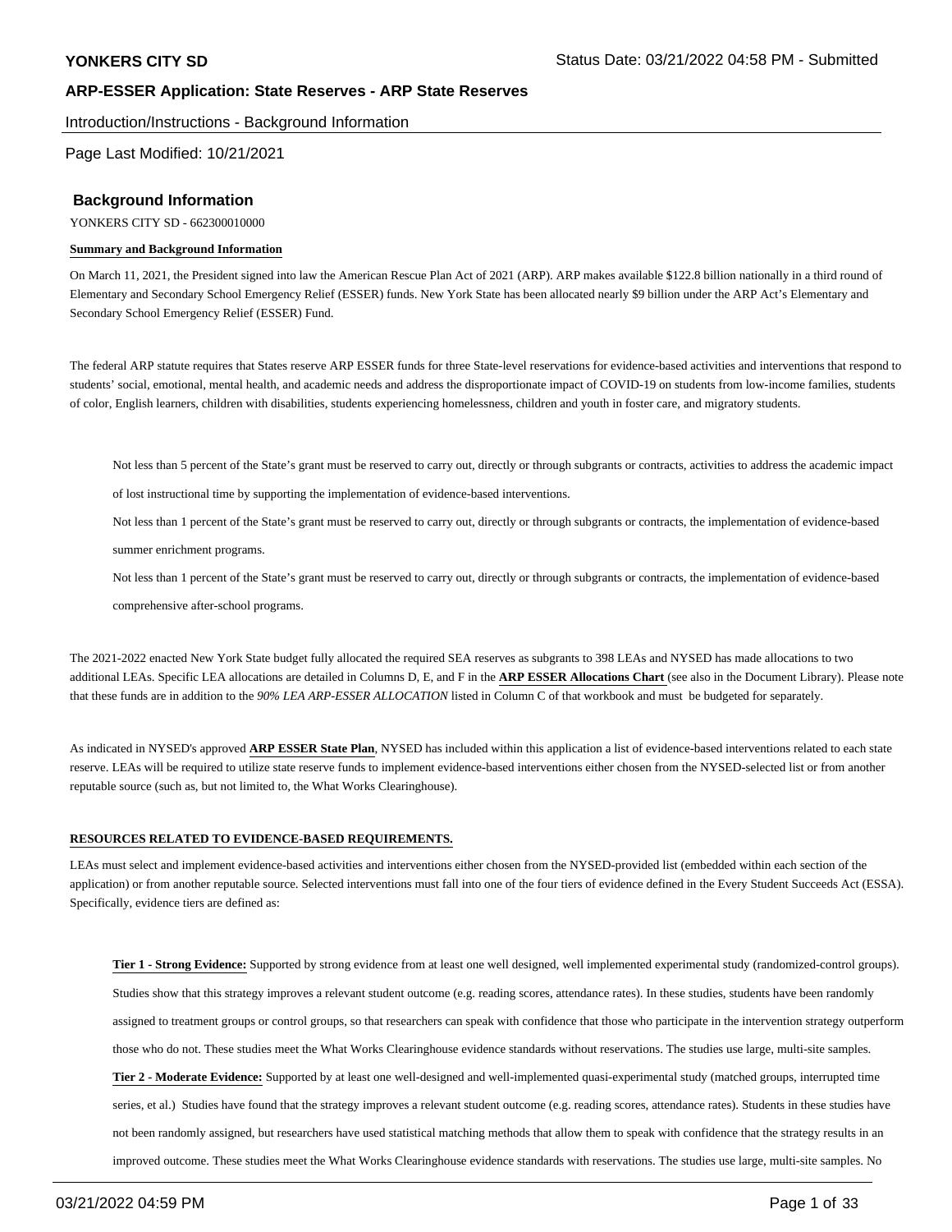**YONKERS CITY SD**

Status Date: 03/21/2022 04:58 PM - Submitted

## ARP-ESSER Application: State Reserves - ARP State Reserves

Introduction/Instructions - Background Information

Page Last Modified: 10/21/2021

### Background Information

YONKERS CITY SD - 662300010000

**Summary and Background Information**

On March 11, 2021, the President signed into law the American Rescue Plan Act of 2021 (ARP). ARP makes available $122.8 billion nationally in a third round of Elementary and Secondary School Emergency Relief (ESSER) funds. New York State has been allocated nearly $9 billion under the ARP Act's Elementary and Secondary School Emergency Relief (ESSER) Fund.

The federal ARP statute requires that States reserve ARP ESSER funds for three State-level reservations for evidence-based activities and interventions that respond to students' social, emotional, mental health, and academic needs and address the disproportionate impact of COVID-19 on students from low-income families, students of color, English learners, children with disabilities, students experiencing homelessness, children and youth in foster care, and migratory students.

- Not less than 5 percent of the State's grant must be reserved to carry out, directly or through subgrants or contracts, activities to address the academic impact of lost instructional time by supporting the implementation of evidence-based interventions.
- Not less than 1 percent of the State's grant must be reserved to carry out, directly or through subgrants or contracts, the implementation of evidence-based summer enrichment programs.
- Not less than 1 percent of the State's grant must be reserved to carry out, directly or through subgrants or contracts, the implementation of evidence-based comprehensive after-school programs.

The 2021-2022 enacted New York State budget fully allocated the required SEA reserves as subgrants to 398 LEAs and NYSED has made allocations to two additional LEAs. Specific LEA allocations are detailed in Columns D, E, and F in the **ARP ESSER Allocations Chart** (see also in the Document Library). Please note that these funds are in addition to the *90% LEA ARP-ESSER ALLOCATION* listed in Column C of that workbook and must be budgeted for separately.

As indicated in NYSED's approved **ARP ESSER State Plan**, NYSED has included within this application a list of evidence-based interventions related to each state reserve. LEAs will be required to utilize state reserve funds to implement evidence-based interventions either chosen from the NYSED-selected list or from another reputable source (such as, but not limited to, the What Works Clearinghouse).

**RESOURCES RELATED TO EVIDENCE-BASED REQUIREMENTS.**

LEAs must select and implement evidence-based activities and interventions either chosen from the NYSED-provided list (embedded within each section of the application) or from another reputable source. Selected interventions must fall into one of the four tiers of evidence defined in the Every Student Succeeds Act (ESSA). Specifically, evidence tiers are defined as:

- **Tier 1 - Strong Evidence:** Supported by strong evidence from at least one well designed, well implemented experimental study (randomized-control groups). Studies show that this strategy improves a relevant student outcome (e.g. reading scores, attendance rates). In these studies, students have been randomly assigned to treatment groups or control groups, so that researchers can speak with confidence that those who participate in the intervention strategy outperform those who do not. These studies meet the What Works Clearinghouse evidence standards without reservations. The studies use large, multi-site samples.
- **Tier 2 - Moderate Evidence:** Supported by at least one well-designed and well-implemented quasi-experimental study (matched groups, interrupted time series, et al.) Studies have found that the strategy improves a relevant student outcome (e.g. reading scores, attendance rates). Students in these studies have not been randomly assigned, but researchers have used statistical matching methods that allow them to speak with confidence that the strategy results in an improved outcome. These studies meet the What Works Clearinghouse evidence standards with reservations. The studies use large, multi-site samples. No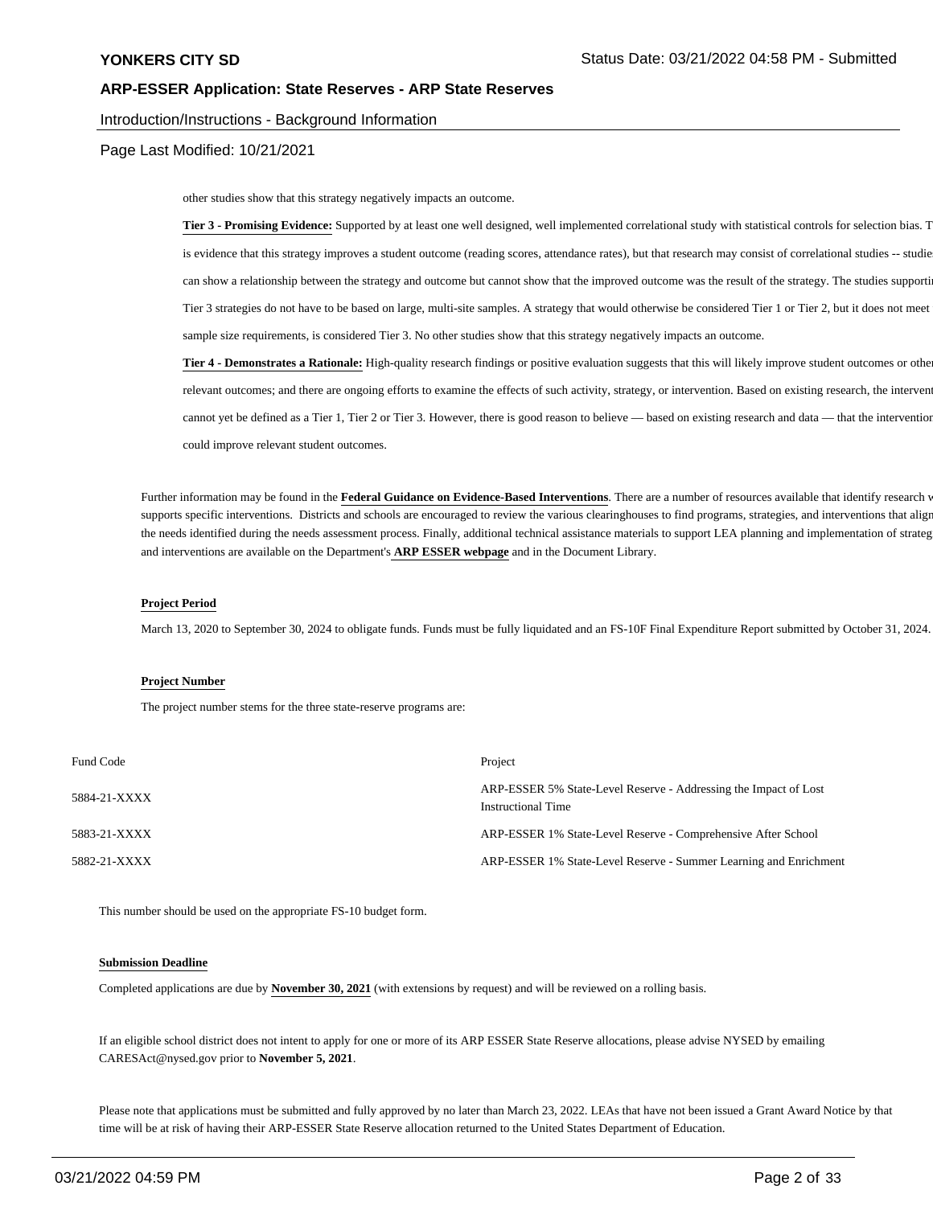other studies show that this strategy negatively impacts an outcome.

**Tier 3 - Promising Evidence:** Supported by at least one well designed, well implemented correlational study with statistical controls for selection bias. T is evidence that this strategy improves a student outcome (reading scores, attendance rates), but that research may consist of correlational studies -- studie can show a relationship between the strategy and outcome but cannot show that the improved outcome was the result of the strategy. The studies supporti Tier 3 strategies do not have to be based on large, multi-site samples. A strategy that would otherwise be considered Tier 1 or Tier 2, but it does not meet sample size requirements, is considered Tier 3. No other studies show that this strategy negatively impacts an outcome.

**Tier 4 - Demonstrates a Rationale:** High-quality research findings or positive evaluation suggests that this will likely improve student outcomes or othe relevant outcomes; and there are ongoing efforts to examine the effects of such activity, strategy, or intervention. Based on existing research, the intervent cannot yet be defined as a Tier 1, Tier 2 or Tier 3. However, there is good reason to believe — based on existing research and data — that the interventio could improve relevant student outcomes.

Further information may be found in the **Federal Guidance on Evidence-Based Interventions**. There are a number of resources available that identify research v supports specific interventions. Districts and schools are encouraged to review the various clearinghouses to find programs, strategies, and interventions that align the needs identified during the needs assessment process. Finally, additional technical assistance materials to support LEA planning and implementation of strateg and interventions are available on the Department's **ARP ESSER webpage** and in the Document Library.

**Project Period**

March 13, 2020 to September 30, 2024 to obligate funds. Funds must be fully liquidated and an FS-10F Final Expenditure Report submitted by October 31, 2024.

**Project Number**

The project number stems for the three state-reserve programs are:

| Fund Code | Project |
|---|---|
| 5884-21-XXXX | ARP-ESSER 5% State-Level Reserve - Addressing the Impact of Lost Instructional Time |
| 5883-21-XXXX | ARP-ESSER 1% State-Level Reserve - Comprehensive After School |
| 5882-21-XXXX | ARP-ESSER 1% State-Level Reserve - Summer Learning and Enrichment |

This number should be used on the appropriate FS-10 budget form.

**Submission Deadline**

Completed applications are due by **November 30, 2021** (with extensions by request) and will be reviewed on a rolling basis.

If an eligible school district does not intent to apply for one or more of its ARP ESSER State Reserve allocations, please advise NYSED by emailing CARESAct@nysed.gov prior to **November 5, 2021**.

Please note that applications must be submitted and fully approved by no later than March 23, 2022. LEAs that have not been issued a Grant Award Notice by that time will be at risk of having their ARP-ESSER State Reserve allocation returned to the United States Department of Education.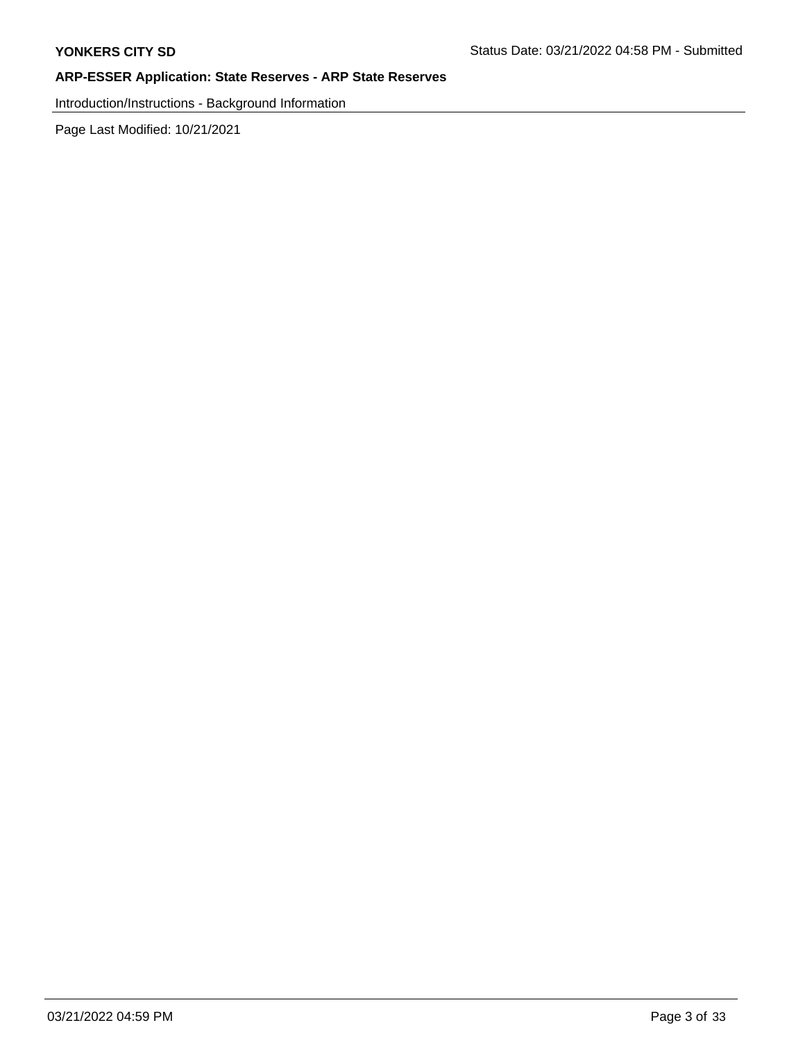Introduction/Instructions - Background Information

Page Last Modified: 10/21/2021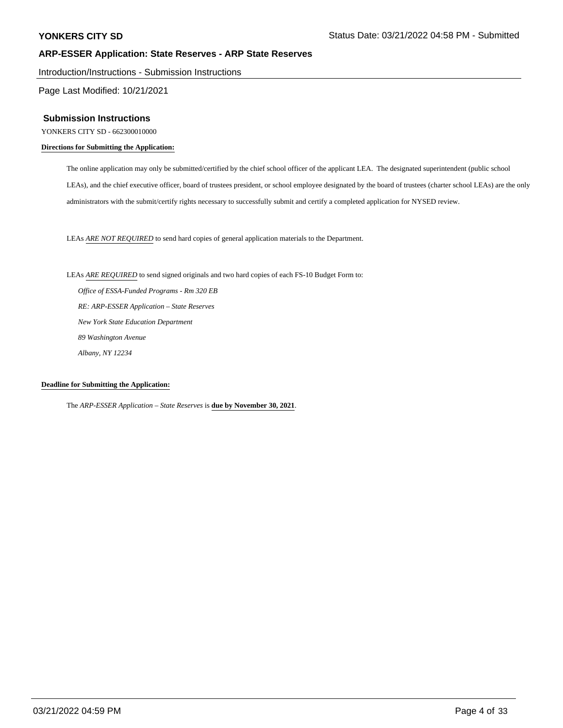## Submission Instructions

YONKERS CITY SD - 662300010000

**Directions for Submitting the Application:**

The online application may only be submitted/certified by the chief school officer of the applicant LEA. The designated superintendent (public school LEAs), and the chief executive officer, board of trustees president, or school employee designated by the board of trustees (charter school LEAs) are the only administrators with the submit/certify rights necessary to successfully submit and certify a completed application for NYSED review.

LEAs *ARE NOT REQUIRED* to send hard copies of general application materials to the Department.

LEAs *ARE REQUIRED* to send signed originals and two hard copies of each FS-10 Budget Form to:

*Office of ESSA-Funded Programs - Rm 320 EB*
*RE: ARP-ESSER Application – State Reserves*
*New York State Education Department*
*89 Washington Avenue*
*Albany, NY 12234*

**Deadline for Submitting the Application:**

The *ARP-ESSER Application – State Reserves* is **due by November 30, 2021**.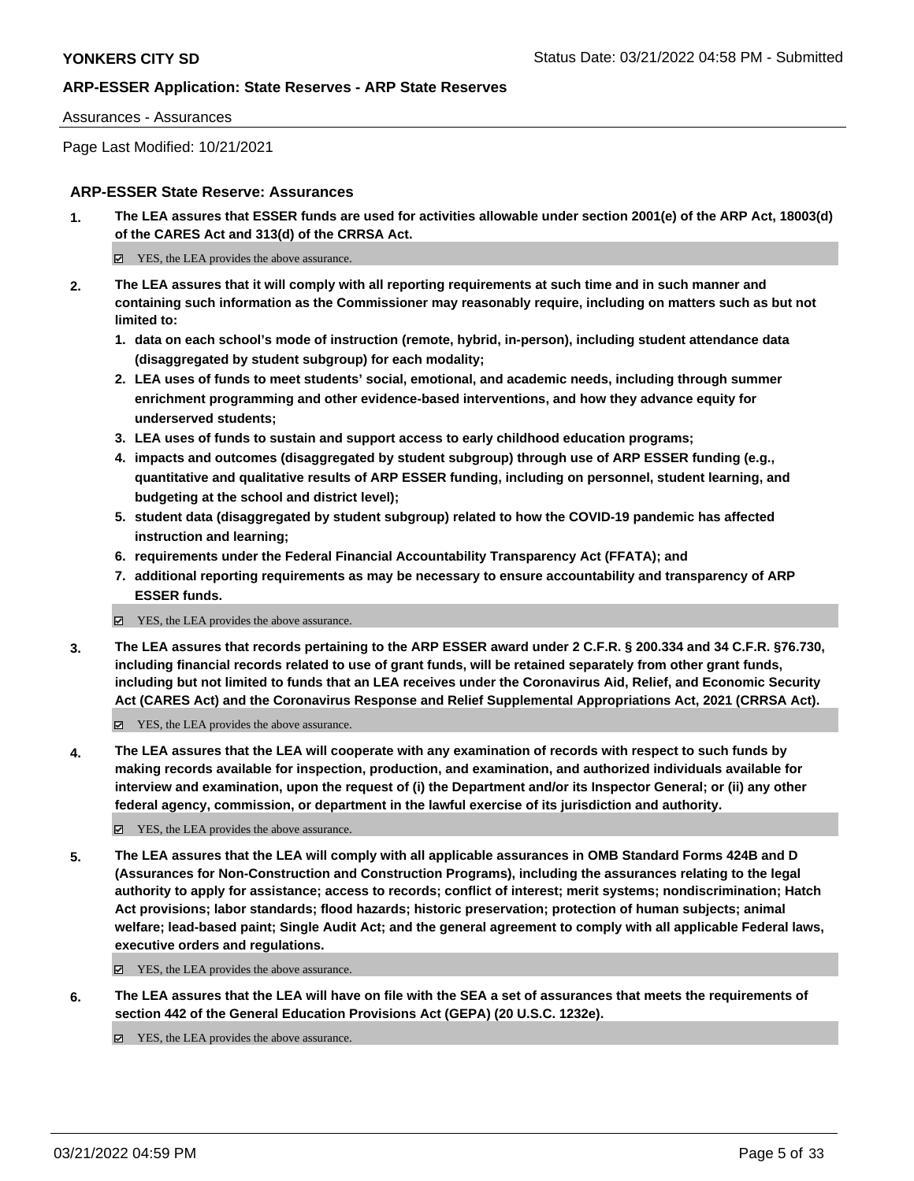Assurances - Assurances

Page Last Modified: 10/21/2021

### ARP-ESSER State Reserve: Assurances

**1. The LEA assures that ESSER funds are used for activities allowable under section 2001(e) of the ARP Act, 18003(d) of the CARES Act and 313(d) of the CRRSA Act.**

☑ YES, the LEA provides the above assurance.

**2. The LEA assures that it will comply with all reporting requirements at such time and in such manner and containing such information as the Commissioner may reasonably require, including on matters such as but not limited to:**

1. **data on each school's mode of instruction (remote, hybrid, in-person), including student attendance data (disaggregated by student subgroup) for each modality;**
2. **LEA uses of funds to meet students' social, emotional, and academic needs, including through summer enrichment programming and other evidence-based interventions, and how they advance equity for underserved students;**
3. **LEA uses of funds to sustain and support access to early childhood education programs;**
4. **impacts and outcomes (disaggregated by student subgroup) through use of ARP ESSER funding (e.g., quantitative and qualitative results of ARP ESSER funding, including on personnel, student learning, and budgeting at the school and district level);**
5. **student data (disaggregated by student subgroup) related to how the COVID-19 pandemic has affected instruction and learning;**
6. **requirements under the Federal Financial Accountability Transparency Act (FFATA); and**
7. **additional reporting requirements as may be necessary to ensure accountability and transparency of ARP ESSER funds.**

☑ YES, the LEA provides the above assurance.

**3. The LEA assures that records pertaining to the ARP ESSER award under 2 C.F.R. § 200.334 and 34 C.F.R. §76.730, including financial records related to use of grant funds, will be retained separately from other grant funds, including but not limited to funds that an LEA receives under the Coronavirus Aid, Relief, and Economic Security Act (CARES Act) and the Coronavirus Response and Relief Supplemental Appropriations Act, 2021 (CRRSA Act).**

☑ YES, the LEA provides the above assurance.

**4. The LEA assures that the LEA will cooperate with any examination of records with respect to such funds by making records available for inspection, production, and examination, and authorized individuals available for interview and examination, upon the request of (i) the Department and/or its Inspector General; or (ii) any other federal agency, commission, or department in the lawful exercise of its jurisdiction and authority.**

☑ YES, the LEA provides the above assurance.

**5. The LEA assures that the LEA will comply with all applicable assurances in OMB Standard Forms 424B and D (Assurances for Non-Construction and Construction Programs), including the assurances relating to the legal authority to apply for assistance; access to records; conflict of interest; merit systems; nondiscrimination; Hatch Act provisions; labor standards; flood hazards; historic preservation; protection of human subjects; animal welfare; lead-based paint; Single Audit Act; and the general agreement to comply with all applicable Federal laws, executive orders and regulations.**

☑ YES, the LEA provides the above assurance.

**6. The LEA assures that the LEA will have on file with the SEA a set of assurances that meets the requirements of section 442 of the General Education Provisions Act (GEPA) (20 U.S.C. 1232e).**

☑ YES, the LEA provides the above assurance.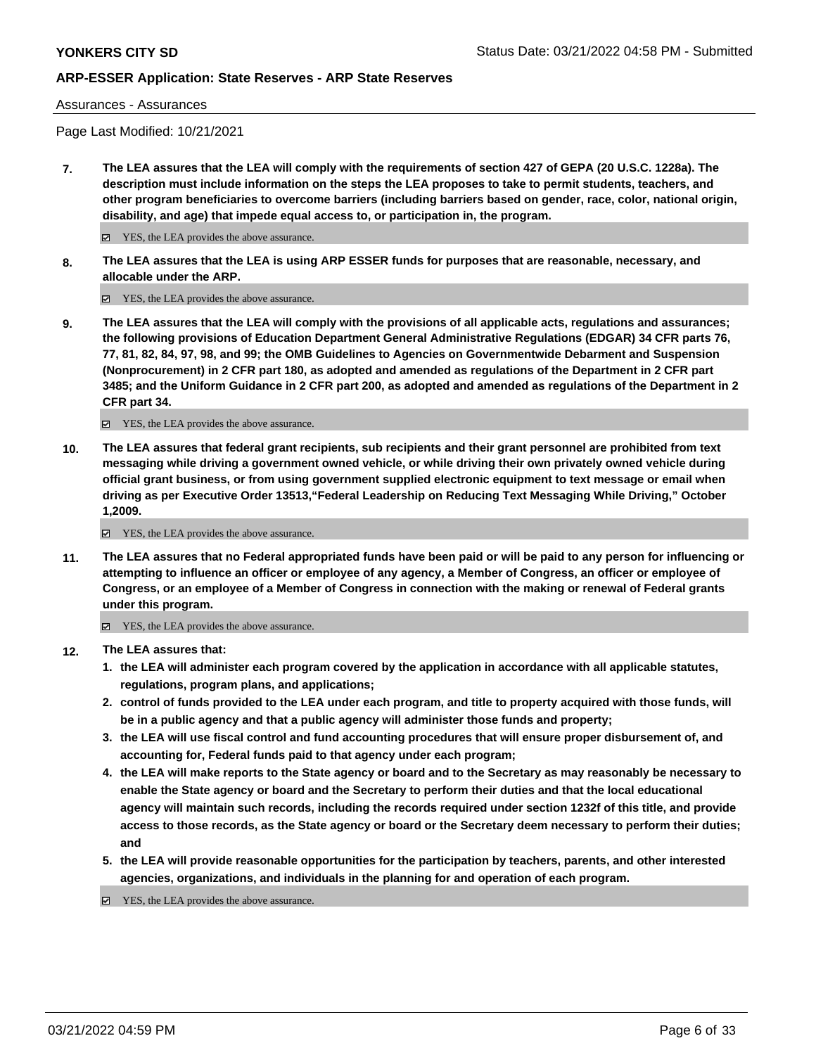Assurances - Assurances

Page Last Modified: 10/21/2021

**7. The LEA assures that the LEA will comply with the requirements of section 427 of GEPA (20 U.S.C. 1228a). The description must include information on the steps the LEA proposes to take to permit students, teachers, and other program beneficiaries to overcome barriers (including barriers based on gender, race, color, national origin, disability, and age) that impede equal access to, or participation in, the program.**

☑ YES, the LEA provides the above assurance.

**8. The LEA assures that the LEA is using ARP ESSER funds for purposes that are reasonable, necessary, and allocable under the ARP.**

☑ YES, the LEA provides the above assurance.

**9. The LEA assures that the LEA will comply with the provisions of all applicable acts, regulations and assurances; the following provisions of Education Department General Administrative Regulations (EDGAR) 34 CFR parts 76, 77, 81, 82, 84, 97, 98, and 99; the OMB Guidelines to Agencies on Governmentwide Debarment and Suspension (Nonprocurement) in 2 CFR part 180, as adopted and amended as regulations of the Department in 2 CFR part 3485; and the Uniform Guidance in 2 CFR part 200, as adopted and amended as regulations of the Department in 2 CFR part 34.**

☑ YES, the LEA provides the above assurance.

**10. The LEA assures that federal grant recipients, sub recipients and their grant personnel are prohibited from text messaging while driving a government owned vehicle, or while driving their own privately owned vehicle during official grant business, or from using government supplied electronic equipment to text message or email when driving as per Executive Order 13513,"Federal Leadership on Reducing Text Messaging While Driving," October 1,2009.**

☑ YES, the LEA provides the above assurance.

**11. The LEA assures that no Federal appropriated funds have been paid or will be paid to any person for influencing or attempting to influence an officer or employee of any agency, a Member of Congress, an officer or employee of Congress, or an employee of a Member of Congress in connection with the making or renewal of Federal grants under this program.**

☑ YES, the LEA provides the above assurance.

**12. The LEA assures that:**

1. **the LEA will administer each program covered by the application in accordance with all applicable statutes, regulations, program plans, and applications;**
2. **control of funds provided to the LEA under each program, and title to property acquired with those funds, will be in a public agency and that a public agency will administer those funds and property;**
3. **the LEA will use fiscal control and fund accounting procedures that will ensure proper disbursement of, and accounting for, Federal funds paid to that agency under each program;**
4. **the LEA will make reports to the State agency or board and to the Secretary as may reasonably be necessary to enable the State agency or board and the Secretary to perform their duties and that the local educational agency will maintain such records, including the records required under section 1232f of this title, and provide access to those records, as the State agency or board or the Secretary deem necessary to perform their duties; and**
5. **the LEA will provide reasonable opportunities for the participation by teachers, parents, and other interested agencies, organizations, and individuals in the planning for and operation of each program.**

☑ YES, the LEA provides the above assurance.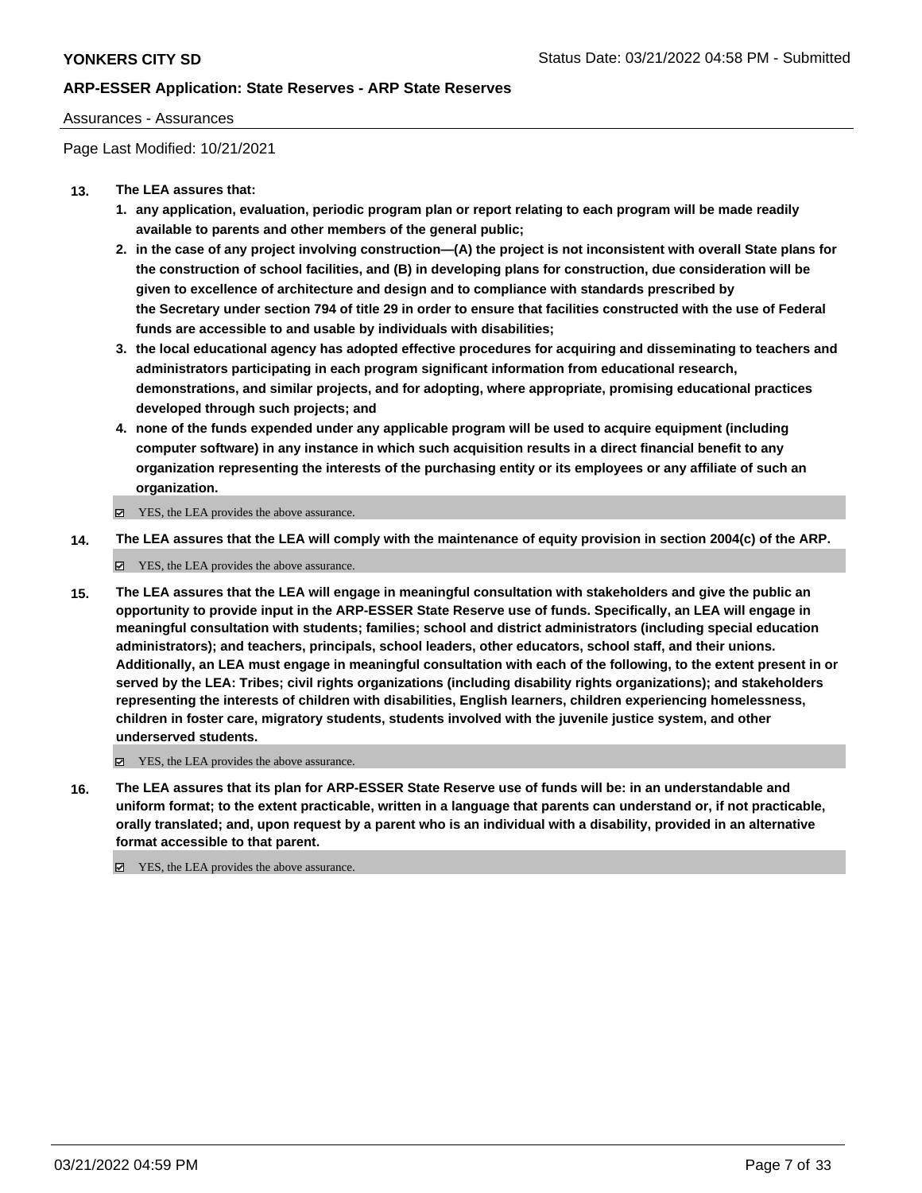**YONKERS CITY SD**

Status Date: 03/21/2022 04:58 PM - Submitted

**ARP-ESSER Application: State Reserves - ARP State Reserves**

Assurances - Assurances

Page Last Modified: 10/21/2021

**13. The LEA assures that:**

1. **any application, evaluation, periodic program plan or report relating to each program will be made readily available to parents and other members of the general public;**
2. **in the case of any project involving construction—(A) the project is not inconsistent with overall State plans for the construction of school facilities, and (B) in developing plans for construction, due consideration will be given to excellence of architecture and design and to compliance with standards prescribed by the Secretary under section 794 of title 29 in order to ensure that facilities constructed with the use of Federal funds are accessible to and usable by individuals with disabilities;**
3. **the local educational agency has adopted effective procedures for acquiring and disseminating to teachers and administrators participating in each program significant information from educational research, demonstrations, and similar projects, and for adopting, where appropriate, promising educational practices developed through such projects; and**
4. **none of the funds expended under any applicable program will be used to acquire equipment (including computer software) in any instance in which such acquisition results in a direct financial benefit to any organization representing the interests of the purchasing entity or its employees or any affiliate of such an organization.**

☑ YES, the LEA provides the above assurance.

**14. The LEA assures that the LEA will comply with the maintenance of equity provision in section 2004(c) of the ARP.**

☑ YES, the LEA provides the above assurance.

**15. The LEA assures that the LEA will engage in meaningful consultation with stakeholders and give the public an opportunity to provide input in the ARP-ESSER State Reserve use of funds. Specifically, an LEA will engage in meaningful consultation with students; families; school and district administrators (including special education administrators); and teachers, principals, school leaders, other educators, school staff, and their unions. Additionally, an LEA must engage in meaningful consultation with each of the following, to the extent present in or served by the LEA: Tribes; civil rights organizations (including disability rights organizations); and stakeholders representing the interests of children with disabilities, English learners, children experiencing homelessness, children in foster care, migratory students, students involved with the juvenile justice system, and other underserved students.**

☑ YES, the LEA provides the above assurance.

**16. The LEA assures that its plan for ARP-ESSER State Reserve use of funds will be: in an understandable and uniform format; to the extent practicable, written in a language that parents can understand or, if not practicable, orally translated; and, upon request by a parent who is an individual with a disability, provided in an alternative format accessible to that parent.**

☑ YES, the LEA provides the above assurance.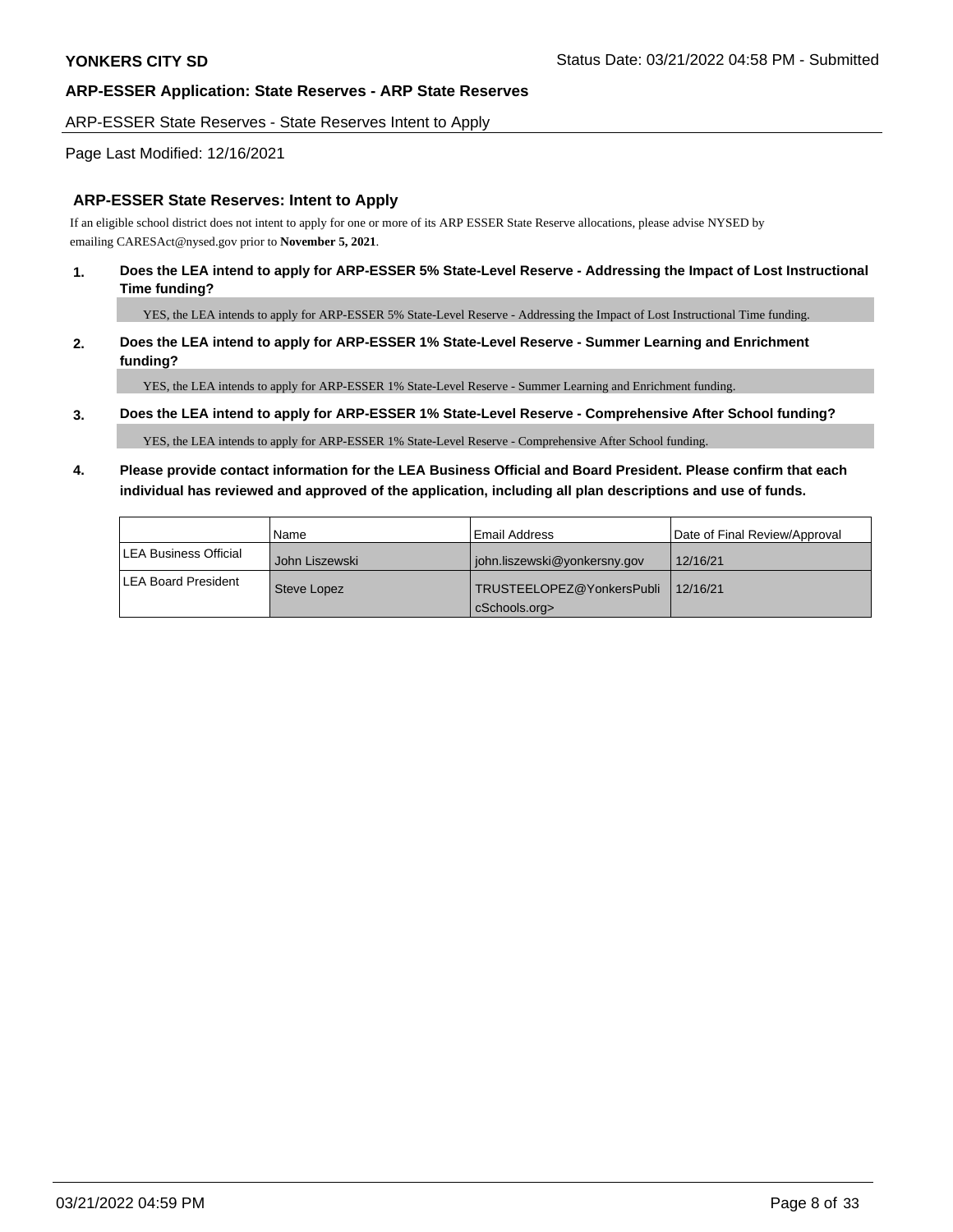**YONKERS CITY SD** Status Date: 03/21/2022 04:58 PM - Submitted

**ARP-ESSER Application: State Reserves - ARP State Reserves**

ARP-ESSER State Reserves - State Reserves Intent to Apply

Page Last Modified: 12/16/2021

## ARP-ESSER State Reserves: Intent to Apply

If an eligible school district does not intent to apply for one or more of its ARP ESSER State Reserve allocations, please advise NYSED by emailing CARESAct@nysed.gov prior to **November 5, 2021**.

**1. Does the LEA intend to apply for ARP-ESSER 5% State-Level Reserve - Addressing the Impact of Lost Instructional Time funding?**

YES, the LEA intends to apply for ARP-ESSER 5% State-Level Reserve - Addressing the Impact of Lost Instructional Time funding.

**2. Does the LEA intend to apply for ARP-ESSER 1% State-Level Reserve - Summer Learning and Enrichment funding?**

YES, the LEA intends to apply for ARP-ESSER 1% State-Level Reserve - Summer Learning and Enrichment funding.

**3. Does the LEA intend to apply for ARP-ESSER 1% State-Level Reserve - Comprehensive After School funding?**

YES, the LEA intends to apply for ARP-ESSER 1% State-Level Reserve - Comprehensive After School funding.

**4. Please provide contact information for the LEA Business Official and Board President. Please confirm that each individual has reviewed and approved of the application, including all plan descriptions and use of funds.**

| | Name | Email Address | Date of Final Review/Approval |
|---|---|---|---|
| LEA Business Official | John Liszewski | john.liszewski@yonkersny.gov | 12/16/21 |
| LEA Board President | Steve Lopez | TRUSTEELOPEZ@YonkersPublicSchools.org> | 12/16/21 |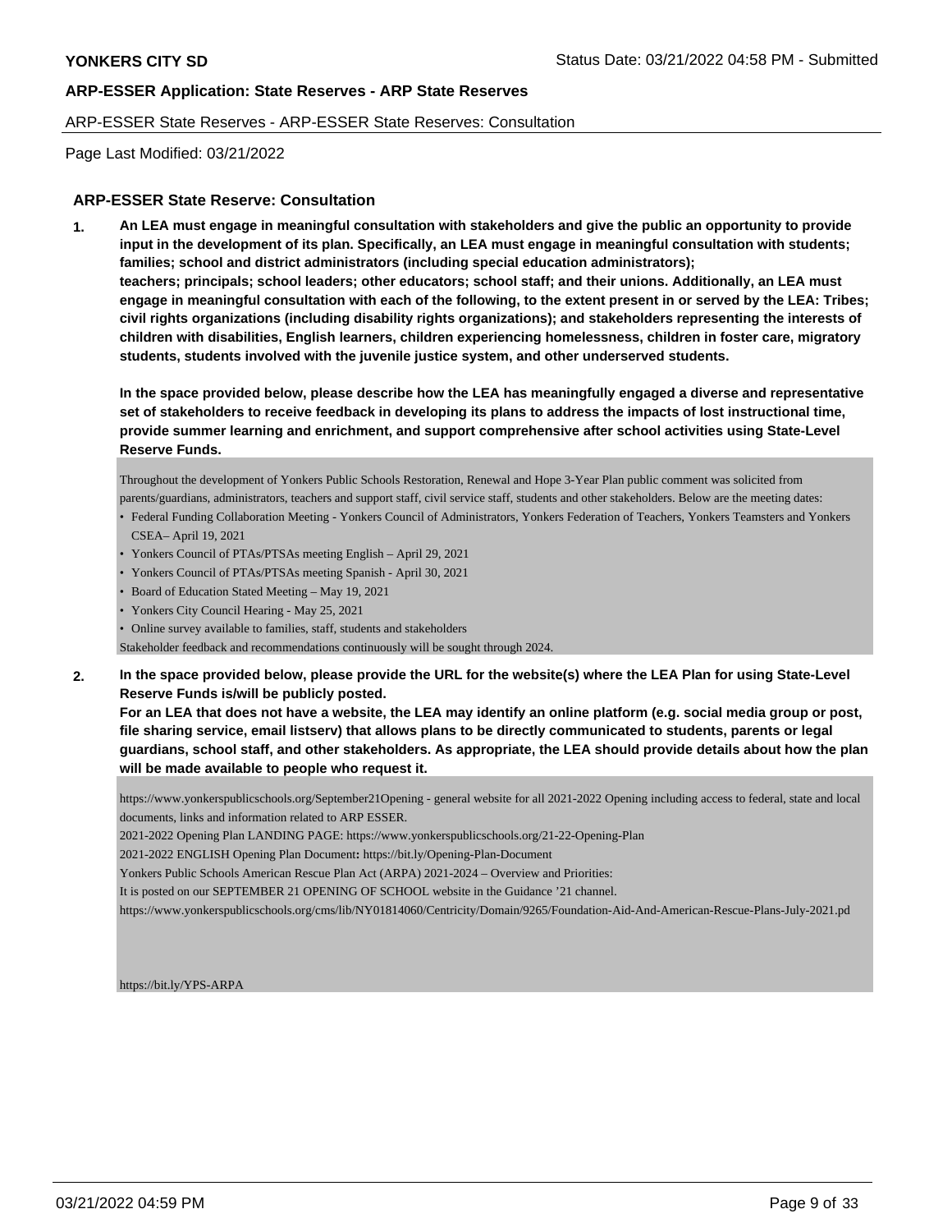## ARP-ESSER State Reserve: Consultation

**1. An LEA must engage in meaningful consultation with stakeholders and give the public an opportunity to provide input in the development of its plan. Specifically, an LEA must engage in meaningful consultation with students; families; school and district administrators (including special education administrators); teachers; principals; school leaders; other educators; school staff; and their unions. Additionally, an LEA must engage in meaningful consultation with each of the following, to the extent present in or served by the LEA: Tribes; civil rights organizations (including disability rights organizations); and stakeholders representing the interests of children with disabilities, English learners, children experiencing homelessness, children in foster care, migratory students, students involved with the juvenile justice system, and other underserved students.**

**In the space provided below, please describe how the LEA has meaningfully engaged a diverse and representative set of stakeholders to receive feedback in developing its plans to address the impacts of lost instructional time, provide summer learning and enrichment, and support comprehensive after school activities using State-Level Reserve Funds.**

Throughout the development of Yonkers Public Schools Restoration, Renewal and Hope 3-Year Plan public comment was solicited from parents/guardians, administrators, teachers and support staff, civil service staff, students and other stakeholders. Below are the meeting dates:

- Federal Funding Collaboration Meeting - Yonkers Council of Administrators, Yonkers Federation of Teachers, Yonkers Teamsters and Yonkers CSEA– April 19, 2021
- Yonkers Council of PTAs/PTSAs meeting English – April 29, 2021
- Yonkers Council of PTAs/PTSAs meeting Spanish - April 30, 2021
- Board of Education Stated Meeting – May 19, 2021
- Yonkers City Council Hearing - May 25, 2021
- Online survey available to families, staff, students and stakeholders

Stakeholder feedback and recommendations continuously will be sought through 2024.

**2. In the space provided below, please provide the URL for the website(s) where the LEA Plan for using State-Level Reserve Funds is/will be publicly posted.**
**For an LEA that does not have a website, the LEA may identify an online platform (e.g. social media group or post, file sharing service, email listserv) that allows plans to be directly communicated to students, parents or legal guardians, school staff, and other stakeholders. As appropriate, the LEA should provide details about how the plan will be made available to people who request it.**

https://www.yonkerspublicschools.org/September21Opening - general website for all 2021-2022 Opening including access to federal, state and local documents, links and information related to ARP ESSER.

2021-2022 Opening Plan LANDING PAGE: https://www.yonkerspublicschools.org/21-22-Opening-Plan

2021-2022 ENGLISH Opening Plan Document**:** https://bit.ly/Opening-Plan-Document

Yonkers Public Schools American Rescue Plan Act (ARPA) 2021-2024 – Overview and Priorities:

It is posted on our SEPTEMBER 21 OPENING OF SCHOOL website in the Guidance '21 channel.

https://www.yonkerspublicschools.org/cms/lib/NY01814060/Centricity/Domain/9265/Foundation-Aid-And-American-Rescue-Plans-July-2021.pd

https://bit.ly/YPS-ARPA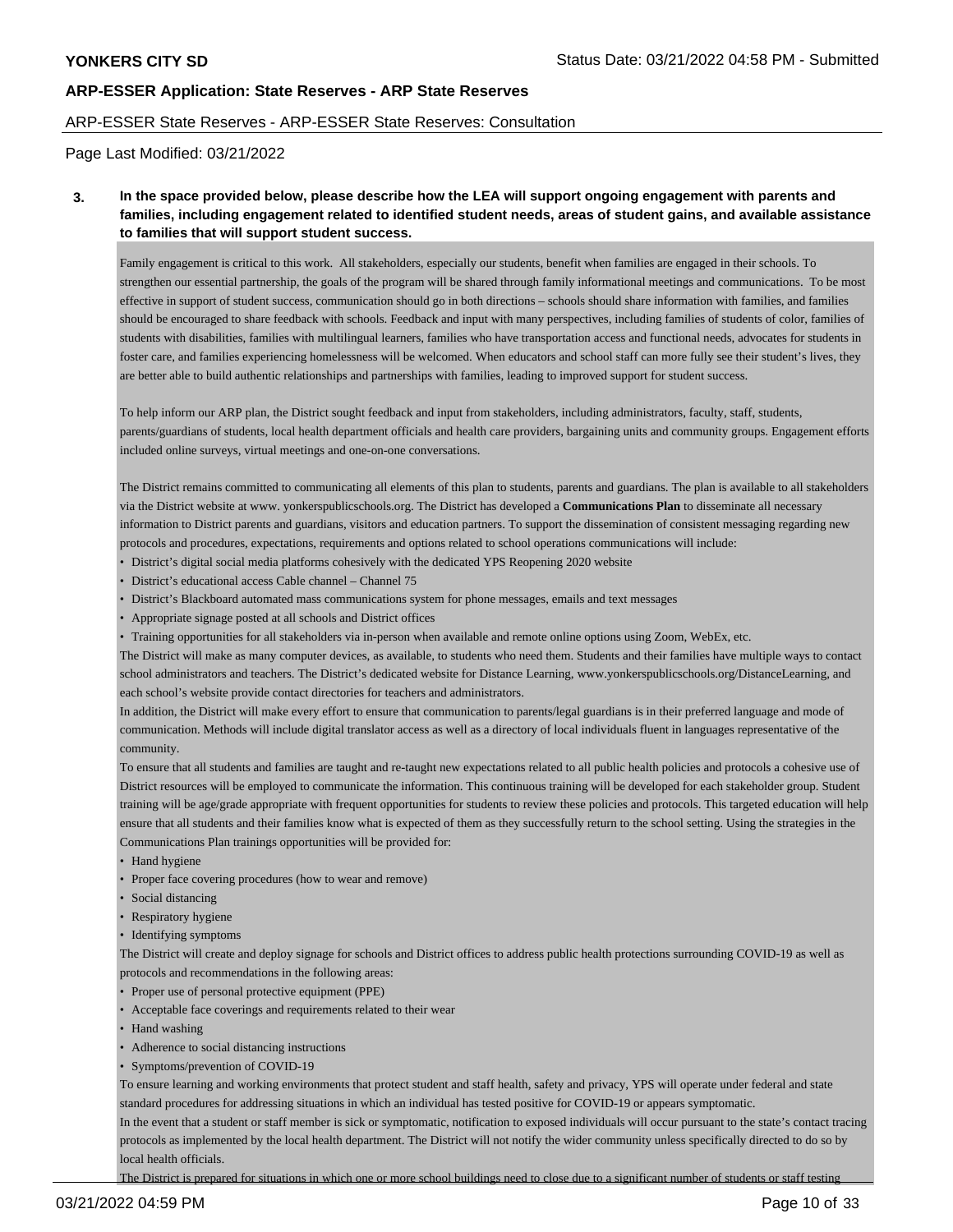**YONKERS CITY SD** Status Date: 03/21/2022 04:58 PM - Submitted

## ARP-ESSER Application: State Reserves - ARP State Reserves

ARP-ESSER State Reserves - ARP-ESSER State Reserves: Consultation

Page Last Modified: 03/21/2022

**3. In the space provided below, please describe how the LEA will support ongoing engagement with parents and families, including engagement related to identified student needs, areas of student gains, and available assistance to families that will support student success.**

Family engagement is critical to this work. All stakeholders, especially our students, benefit when families are engaged in their schools. To strengthen our essential partnership, the goals of the program will be shared through family informational meetings and communications. To be most effective in support of student success, communication should go in both directions – schools should share information with families, and families should be encouraged to share feedback with schools. Feedback and input with many perspectives, including families of students of color, families of students with disabilities, families with multilingual learners, families who have transportation access and functional needs, advocates for students in foster care, and families experiencing homelessness will be welcomed. When educators and school staff can more fully see their student's lives, they are better able to build authentic relationships and partnerships with families, leading to improved support for student success.

To help inform our ARP plan, the District sought feedback and input from stakeholders, including administrators, faculty, staff, students, parents/guardians of students, local health department officials and health care providers, bargaining units and community groups. Engagement efforts included online surveys, virtual meetings and one-on-one conversations.

The District remains committed to communicating all elements of this plan to students, parents and guardians. The plan is available to all stakeholders via the District website at www. yonkerspublicschools.org. The District has developed a **Communications Plan** to disseminate all necessary information to District parents and guardians, visitors and education partners. To support the dissemination of consistent messaging regarding new protocols and procedures, expectations, requirements and options related to school operations communications will include:

- District's digital social media platforms cohesively with the dedicated YPS Reopening 2020 website
- District's educational access Cable channel – Channel 75
- District's Blackboard automated mass communications system for phone messages, emails and text messages
- Appropriate signage posted at all schools and District offices
- Training opportunities for all stakeholders via in-person when available and remote online options using Zoom, WebEx, etc.

The District will make as many computer devices, as available, to students who need them. Students and their families have multiple ways to contact school administrators and teachers. The District's dedicated website for Distance Learning, www.yonkerspublicschools.org/DistanceLearning, and each school's website provide contact directories for teachers and administrators.

In addition, the District will make every effort to ensure that communication to parents/legal guardians is in their preferred language and mode of communication. Methods will include digital translator access as well as a directory of local individuals fluent in languages representative of the community.

To ensure that all students and families are taught and re-taught new expectations related to all public health policies and protocols a cohesive use of District resources will be employed to communicate the information. This continuous training will be developed for each stakeholder group. Student training will be age/grade appropriate with frequent opportunities for students to review these policies and protocols. This targeted education will help ensure that all students and their families know what is expected of them as they successfully return to the school setting. Using the strategies in the Communications Plan trainings opportunities will be provided for:

- Hand hygiene
- Proper face covering procedures (how to wear and remove)
- Social distancing
- Respiratory hygiene
- Identifying symptoms

The District will create and deploy signage for schools and District offices to address public health protections surrounding COVID-19 as well as protocols and recommendations in the following areas:

- Proper use of personal protective equipment (PPE)
- Acceptable face coverings and requirements related to their wear
- Hand washing
- Adherence to social distancing instructions
- Symptoms/prevention of COVID-19

To ensure learning and working environments that protect student and staff health, safety and privacy, YPS will operate under federal and state standard procedures for addressing situations in which an individual has tested positive for COVID-19 or appears symptomatic.

In the event that a student or staff member is sick or symptomatic, notification to exposed individuals will occur pursuant to the state's contact tracing protocols as implemented by the local health department. The District will not notify the wider community unless specifically directed to do so by local health officials.

The District is prepared for situations in which one or more school buildings need to close due to a significant number of students or staff testing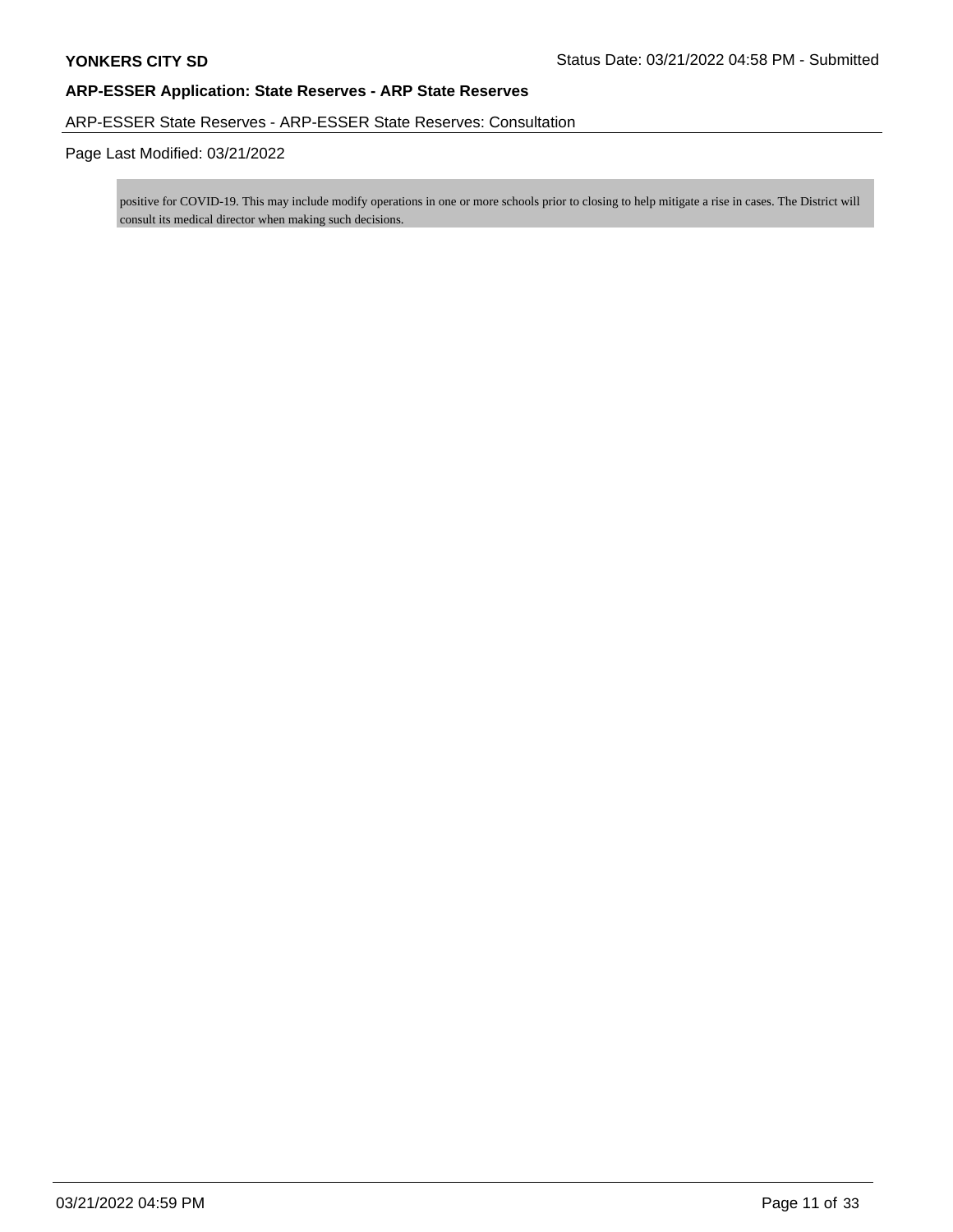positive for COVID-19. This may include modify operations in one or more schools prior to closing to help mitigate a rise in cases. The District will consult its medical director when making such decisions.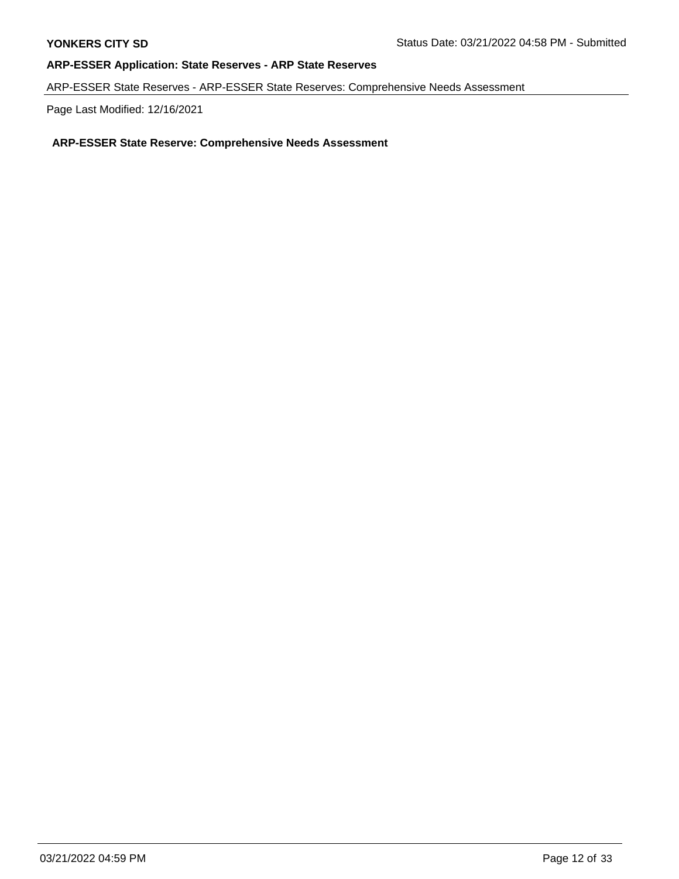**YONKERS CITY SD**

Status Date: 03/21/2022 04:58 PM - Submitted

**ARP-ESSER Application: State Reserves - ARP State Reserves**

ARP-ESSER State Reserves - ARP-ESSER State Reserves: Comprehensive Needs Assessment

Page Last Modified: 12/16/2021

## ARP-ESSER State Reserve: Comprehensive Needs Assessment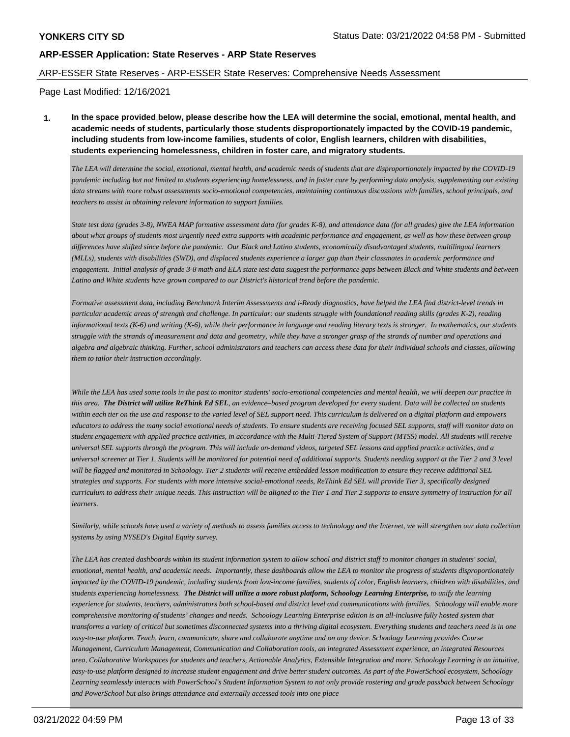**YONKERS CITY SD** Status Date: 03/21/2022 04:58 PM - Submitted

**ARP-ESSER Application: State Reserves - ARP State Reserves**

ARP-ESSER State Reserves - ARP-ESSER State Reserves: Comprehensive Needs Assessment

Page Last Modified: 12/16/2021

**1. In the space provided below, please describe how the LEA will determine the social, emotional, mental health, and academic needs of students, particularly those students disproportionately impacted by the COVID-19 pandemic, including students from low-income families, students of color, English learners, children with disabilities, students experiencing homelessness, children in foster care, and migratory students.**

*The LEA will determine the social, emotional, mental health, and academic needs of students that are disproportionately impacted by the COVID-19 pandemic including but not limited to students experiencing homelessness, and in foster care by performing data analysis, supplementing our existing data streams with more robust assessments socio-emotional competencies, maintaining continuous discussions with families, school principals, and teachers to assist in obtaining relevant information to support families.*

*State test data (grades 3-8), NWEA MAP formative assessment data (for grades K-8), and attendance data (for all grades) give the LEA information about what groups of students most urgently need extra supports with academic performance and engagement, as well as how these between group differences have shifted since before the pandemic. Our Black and Latino students, economically disadvantaged students, multilingual learners (MLLs), students with disabilities (SWD), and displaced students experience a larger gap than their classmates in academic performance and engagement. Initial analysis of grade 3-8 math and ELA state test data suggest the performance gaps between Black and White students and between Latino and White students have grown compared to our District's historical trend before the pandemic.*

*Formative assessment data, including Benchmark Interim Assessments and i-Ready diagnostics, have helped the LEA find district-level trends in particular academic areas of strength and challenge. In particular: our students struggle with foundational reading skills (grades K-2), reading informational texts (K-6) and writing (K-6), while their performance in language and reading literary texts is stronger. In mathematics, our students struggle with the strands of measurement and data and geometry, while they have a stronger grasp of the strands of number and operations and algebra and algebraic thinking. Further, school administrators and teachers can access these data for their individual schools and classes, allowing them to tailor their instruction accordingly.*

*While the LEA has used some tools in the past to monitor students' socio-emotional competencies and mental health, we will deepen our practice in this area.* ***The District will utilize ReThink Ed SEL****, an evidence–based program developed for every student. Data will be collected on students within each tier on the use and response to the varied level of SEL support need. This curriculum is delivered on a digital platform and empowers educators to address the many social emotional needs of students. To ensure students are receiving focused SEL supports, staff will monitor data on student engagement with applied practice activities, in accordance with the Multi-Tiered System of Support (MTSS) model. All students will receive universal SEL supports through the program. This will include on-demand videos, targeted SEL lessons and applied practice activities, and a universal screener at Tier 1. Students will be monitored for potential need of additional supports. Students needing support at the Tier 2 and 3 level will be flagged and monitored in Schoology. Tier 2 students will receive embedded lesson modification to ensure they receive additional SEL strategies and supports. For students with more intensive social-emotional needs, ReThink Ed SEL will provide Tier 3, specifically designed curriculum to address their unique needs. This instruction will be aligned to the Tier 1 and Tier 2 supports to ensure symmetry of instruction for all learners.*

*Similarly, while schools have used a variety of methods to assess families access to technology and the Internet, we will strengthen our data collection systems by using NYSED's Digital Equity survey.*

*The LEA has created dashboards within its student information system to allow school and district staff to monitor changes in students' social, emotional, mental health, and academic needs. Importantly, these dashboards allow the LEA to monitor the progress of students disproportionately impacted by the COVID-19 pandemic, including students from low-income families, students of color, English learners, children with disabilities, and students experiencing homelessness.* ***The District will utilize a more robust platform, Schoology Learning Enterprise,*** *to unify the learning experience for students, teachers, administrators both school-based and district level and communications with families. Schoology will enable more comprehensive monitoring of students' changes and needs. Schoology Learning Enterprise edition is an all-inclusive fully hosted system that transforms a variety of critical but sometimes disconnected systems into a thriving digital ecosystem. Everything students and teachers need is in one easy-to-use platform. Teach, learn, communicate, share and collaborate anytime and on any device. Schoology Learning provides Course Management, Curriculum Management, Communication and Collaboration tools, an integrated Assessment experience, an integrated Resources area, Collaborative Workspaces for students and teachers, Actionable Analytics, Extensible Integration and more. Schoology Learning is an intuitive, easy-to-use platform designed to increase student engagement and drive better student outcomes. As part of the PowerSchool ecosystem, Schoology Learning seamlessly interacts with PowerSchool's Student Information System to not only provide rostering and grade passback between Schoology and PowerSchool but also brings attendance and externally accessed tools into one place*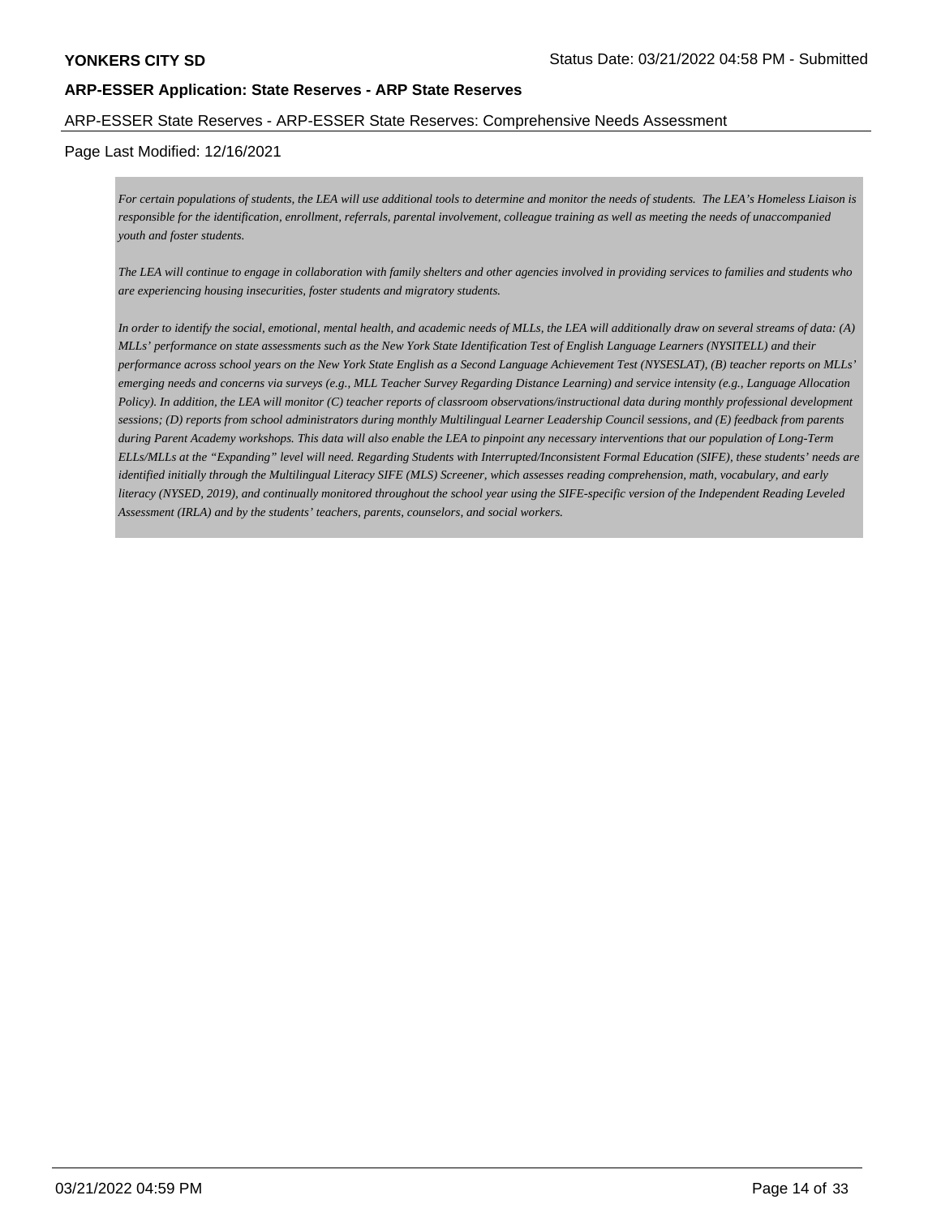*For certain populations of students, the LEA will use additional tools to determine and monitor the needs of students. The LEA's Homeless Liaison is responsible for the identification, enrollment, referrals, parental involvement, colleague training as well as meeting the needs of unaccompanied youth and foster students.*

*The LEA will continue to engage in collaboration with family shelters and other agencies involved in providing services to families and students who are experiencing housing insecurities, foster students and migratory students.*

*In order to identify the social, emotional, mental health, and academic needs of MLLs, the LEA will additionally draw on several streams of data: (A) MLLs' performance on state assessments such as the New York State Identification Test of English Language Learners (NYSITELL) and their performance across school years on the New York State English as a Second Language Achievement Test (NYSESLAT), (B) teacher reports on MLLs' emerging needs and concerns via surveys (e.g., MLL Teacher Survey Regarding Distance Learning) and service intensity (e.g., Language Allocation Policy). In addition, the LEA will monitor (C) teacher reports of classroom observations/instructional data during monthly professional development sessions; (D) reports from school administrators during monthly Multilingual Learner Leadership Council sessions, and (E) feedback from parents during Parent Academy workshops. This data will also enable the LEA to pinpoint any necessary interventions that our population of Long-Term ELLs/MLLs at the "Expanding" level will need. Regarding Students with Interrupted/Inconsistent Formal Education (SIFE), these students' needs are identified initially through the Multilingual Literacy SIFE (MLS) Screener, which assesses reading comprehension, math, vocabulary, and early literacy (NYSED, 2019), and continually monitored throughout the school year using the SIFE-specific version of the Independent Reading Leveled Assessment (IRLA) and by the students' teachers, parents, counselors, and social workers.*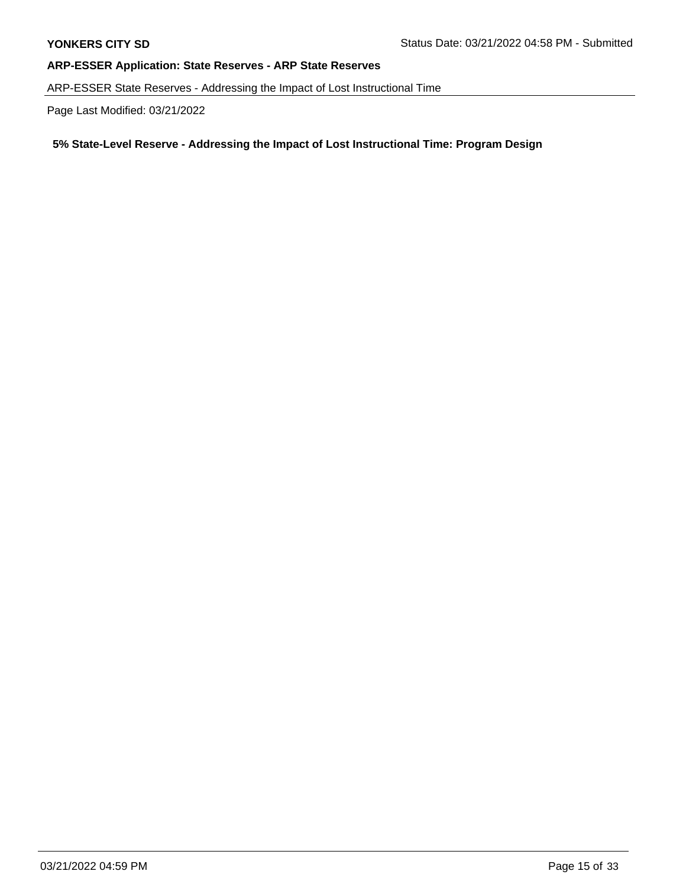**YONKERS CITY SD** Status Date: 03/21/2022 04:58 PM - Submitted

**ARP-ESSER Application: State Reserves - ARP State Reserves**

ARP-ESSER State Reserves - Addressing the Impact of Lost Instructional Time

Page Last Modified: 03/21/2022

### 5% State-Level Reserve - Addressing the Impact of Lost Instructional Time: Program Design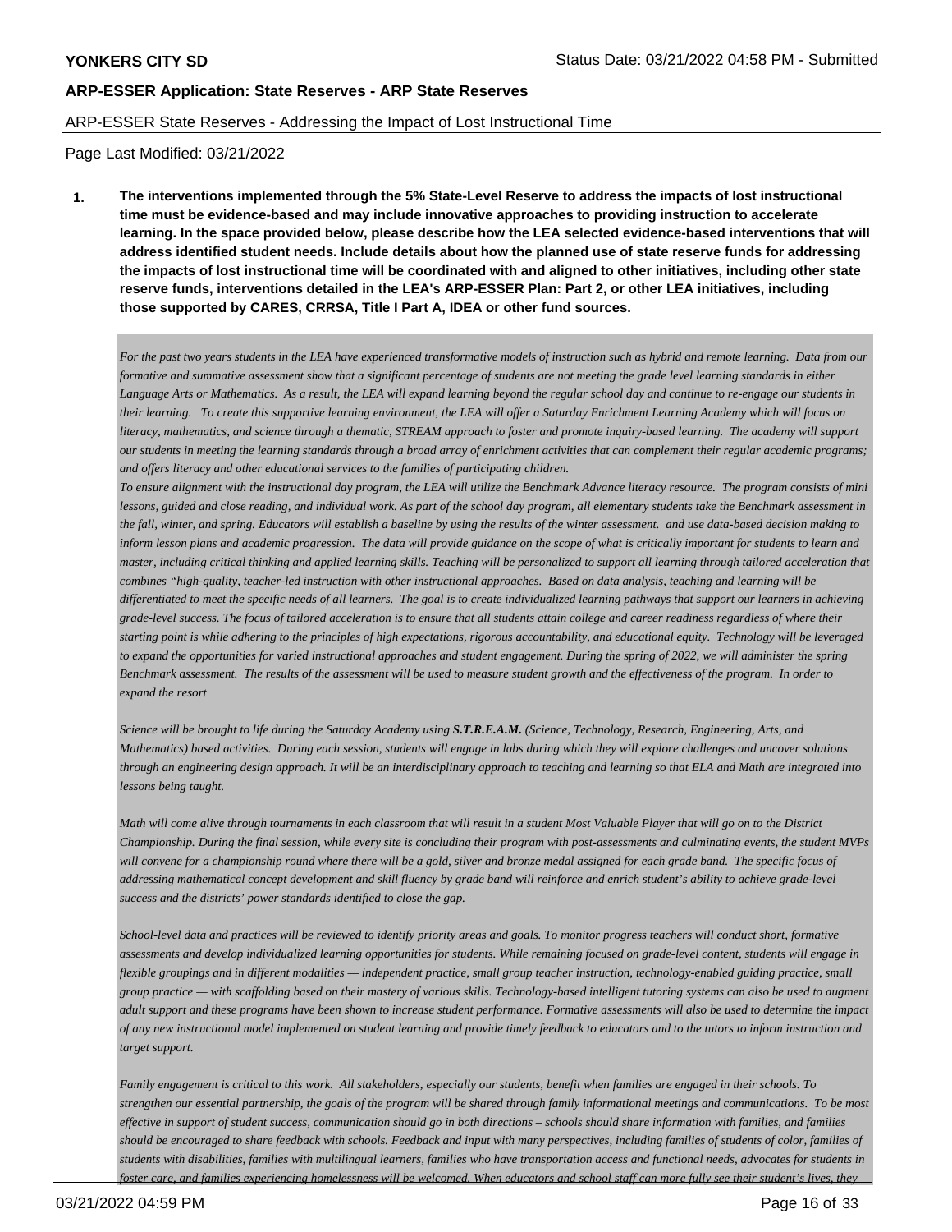**ARP-ESSER Application: State Reserves - ARP State Reserves**

ARP-ESSER State Reserves - Addressing the Impact of Lost Instructional Time

Page Last Modified: 03/21/2022

1. **The interventions implemented through the 5% State-Level Reserve to address the impacts of lost instructional time must be evidence-based and may include innovative approaches to providing instruction to accelerate learning. In the space provided below, please describe how the LEA selected evidence-based interventions that will address identified student needs. Include details about how the planned use of state reserve funds for addressing the impacts of lost instructional time will be coordinated with and aligned to other initiatives, including other state reserve funds, interventions detailed in the LEA's ARP-ESSER Plan: Part 2, or other LEA initiatives, including those supported by CARES, CRRSA, Title I Part A, IDEA or other fund sources.**

*For the past two years students in the LEA have experienced transformative models of instruction such as hybrid and remote learning. Data from our formative and summative assessment show that a significant percentage of students are not meeting the grade level learning standards in either Language Arts or Mathematics. As a result, the LEA will expand learning beyond the regular school day and continue to re-engage our students in their learning. To create this supportive learning environment, the LEA will offer a Saturday Enrichment Learning Academy which will focus on literacy, mathematics, and science through a thematic, STREAM approach to foster and promote inquiry-based learning. The academy will support our students in meeting the learning standards through a broad array of enrichment activities that can complement their regular academic programs; and offers literacy and other educational services to the families of participating children.*

*To ensure alignment with the instructional day program, the LEA will utilize the Benchmark Advance literacy resource. The program consists of mini lessons, guided and close reading, and individual work. As part of the school day program, all elementary students take the Benchmark assessment in the fall, winter, and spring. Educators will establish a baseline by using the results of the winter assessment. and use data-based decision making to inform lesson plans and academic progression. The data will provide guidance on the scope of what is critically important for students to learn and master, including critical thinking and applied learning skills. Teaching will be personalized to support all learning through tailored acceleration that combines "high-quality, teacher-led instruction with other instructional approaches. Based on data analysis, teaching and learning will be differentiated to meet the specific needs of all learners. The goal is to create individualized learning pathways that support our learners in achieving grade-level success. The focus of tailored acceleration is to ensure that all students attain college and career readiness regardless of where their starting point is while adhering to the principles of high expectations, rigorous accountability, and educational equity. Technology will be leveraged to expand the opportunities for varied instructional approaches and student engagement. During the spring of 2022, we will administer the spring Benchmark assessment. The results of the assessment will be used to measure student growth and the effectiveness of the program. In order to expand the resort*

*Science will be brought to life during the Saturday Academy using* ***S.T.R.E.A.M.*** *(Science, Technology, Research, Engineering, Arts, and Mathematics) based activities. During each session, students will engage in labs during which they will explore challenges and uncover solutions through an engineering design approach. It will be an interdisciplinary approach to teaching and learning so that ELA and Math are integrated into lessons being taught.*

*Math will come alive through tournaments in each classroom that will result in a student Most Valuable Player that will go on to the District Championship. During the final session, while every site is concluding their program with post-assessments and culminating events, the student MVPs will convene for a championship round where there will be a gold, silver and bronze medal assigned for each grade band. The specific focus of addressing mathematical concept development and skill fluency by grade band will reinforce and enrich student's ability to achieve grade-level success and the districts' power standards identified to close the gap.*

*School-level data and practices will be reviewed to identify priority areas and goals. To monitor progress teachers will conduct short, formative assessments and develop individualized learning opportunities for students. While remaining focused on grade-level content, students will engage in flexible groupings and in different modalities — independent practice, small group teacher instruction, technology-enabled guiding practice, small group practice — with scaffolding based on their mastery of various skills. Technology-based intelligent tutoring systems can also be used to augment adult support and these programs have been shown to increase student performance. Formative assessments will also be used to determine the impact of any new instructional model implemented on student learning and provide timely feedback to educators and to the tutors to inform instruction and target support.*

*Family engagement is critical to this work. All stakeholders, especially our students, benefit when families are engaged in their schools. To strengthen our essential partnership, the goals of the program will be shared through family informational meetings and communications. To be most effective in support of student success, communication should go in both directions – schools should share information with families, and families should be encouraged to share feedback with schools. Feedback and input with many perspectives, including families of students of color, families of students with disabilities, families with multilingual learners, families who have transportation access and functional needs, advocates for students in foster care, and families experiencing homelessness will be welcomed. When educators and school staff can more fully see their student's lives, they*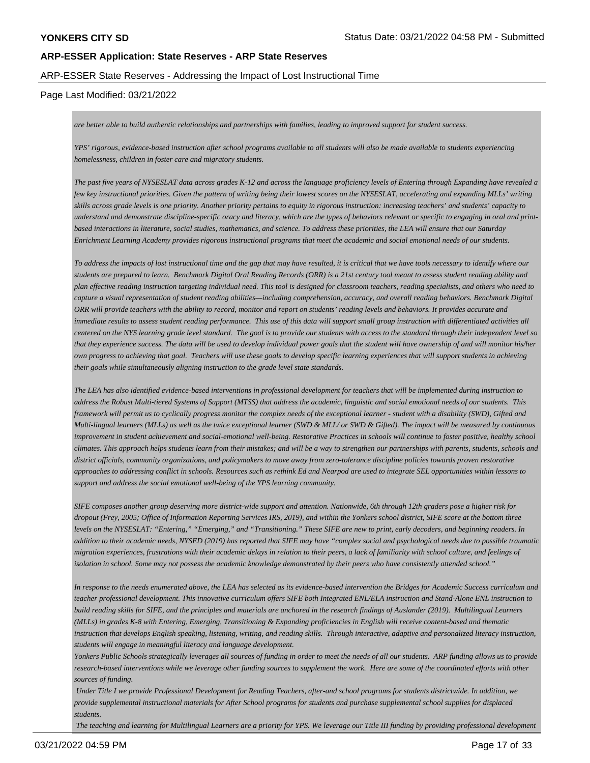*are better able to build authentic relationships and partnerships with families, leading to improved support for student success.*

*YPS' rigorous, evidence-based instruction after school programs available to all students will also be made available to students experiencing homelessness, children in foster care and migratory students.*

*The past five years of NYSESLAT data across grades K-12 and across the language proficiency levels of Entering through Expanding have revealed a few key instructional priorities. Given the pattern of writing being their lowest scores on the NYSESLAT, accelerating and expanding MLLs' writing skills across grade levels is one priority. Another priority pertains to equity in rigorous instruction: increasing teachers' and students' capacity to understand and demonstrate discipline-specific oracy and literacy, which are the types of behaviors relevant or specific to engaging in oral and print-based interactions in literature, social studies, mathematics, and science. To address these priorities, the LEA will ensure that our Saturday Enrichment Learning Academy provides rigorous instructional programs that meet the academic and social emotional needs of our students.*

*To address the impacts of lost instructional time and the gap that may have resulted, it is critical that we have tools necessary to identify where our students are prepared to learn. Benchmark Digital Oral Reading Records (ORR) is a 21st century tool meant to assess student reading ability and plan effective reading instruction targeting individual need. This tool is designed for classroom teachers, reading specialists, and others who need to capture a visual representation of student reading abilities—including comprehension, accuracy, and overall reading behaviors. Benchmark Digital ORR will provide teachers with the ability to record, monitor and report on students' reading levels and behaviors. It provides accurate and immediate results to assess student reading performance. This use of this data will support small group instruction with differentiated activities all centered on the NYS learning grade level standard. The goal is to provide our students with access to the standard through their independent level so that they experience success. The data will be used to develop individual power goals that the student will have ownership of and will monitor his/her own progress to achieving that goal. Teachers will use these goals to develop specific learning experiences that will support students in achieving their goals while simultaneously aligning instruction to the grade level state standards.*

*The LEA has also identified evidence-based interventions in professional development for teachers that will be implemented during instruction to address the Robust Multi-tiered Systems of Support (MTSS) that address the academic, linguistic and social emotional needs of our students. This framework will permit us to cyclically progress monitor the complex needs of the exceptional learner - student with a disability (SWD), Gifted and Multi-lingual learners (MLLs) as well as the twice exceptional learner (SWD & MLL/ or SWD & Gifted). The impact will be measured by continuous improvement in student achievement and social-emotional well-being. Restorative Practices in schools will continue to foster positive, healthy school climates. This approach helps students learn from their mistakes; and will be a way to strengthen our partnerships with parents, students, schools and district officials, community organizations, and policymakers to move away from zero-tolerance discipline policies towards proven restorative approaches to addressing conflict in schools. Resources such as rethink Ed and Nearpod are used to integrate SEL opportunities within lessons to support and address the social emotional well-being of the YPS learning community.*

*SIFE composes another group deserving more district-wide support and attention. Nationwide, 6th through 12th graders pose a higher risk for dropout (Frey, 2005; Office of Information Reporting Services IRS, 2019), and within the Yonkers school district, SIFE score at the bottom three levels on the NYSESLAT: "Entering," "Emerging," and "Transitioning." These SIFE are new to print, early decoders, and beginning readers. In addition to their academic needs, NYSED (2019) has reported that SIFE may have "complex social and psychological needs due to possible traumatic migration experiences, frustrations with their academic delays in relation to their peers, a lack of familiarity with school culture, and feelings of isolation in school. Some may not possess the academic knowledge demonstrated by their peers who have consistently attended school."*

*In response to the needs enumerated above, the LEA has selected as its evidence-based intervention the Bridges for Academic Success curriculum and teacher professional development. This innovative curriculum offers SIFE both Integrated ENL/ELA instruction and Stand-Alone ENL instruction to build reading skills for SIFE, and the principles and materials are anchored in the research findings of Auslander (2019). Multilingual Learners (MLLs) in grades K-8 with Entering, Emerging, Transitioning & Expanding proficiencies in English will receive content-based and thematic instruction that develops English speaking, listening, writing, and reading skills. Through interactive, adaptive and personalized literacy instruction, students will engage in meaningful literacy and language development.*
*Yonkers Public Schools strategically leverages all sources of funding in order to meet the needs of all our students. ARP funding allows us to provide research-based interventions while we leverage other funding sources to supplement the work. Here are some of the coordinated efforts with other sources of funding.*
*Under Title I we provide Professional Development for Reading Teachers, after-and school programs for students districtwide. In addition, we provide supplemental instructional materials for After School programs for students and purchase supplemental school supplies for displaced students.*
*The teaching and learning for Multilingual Learners are a priority for YPS. We leverage our Title III funding by providing professional development*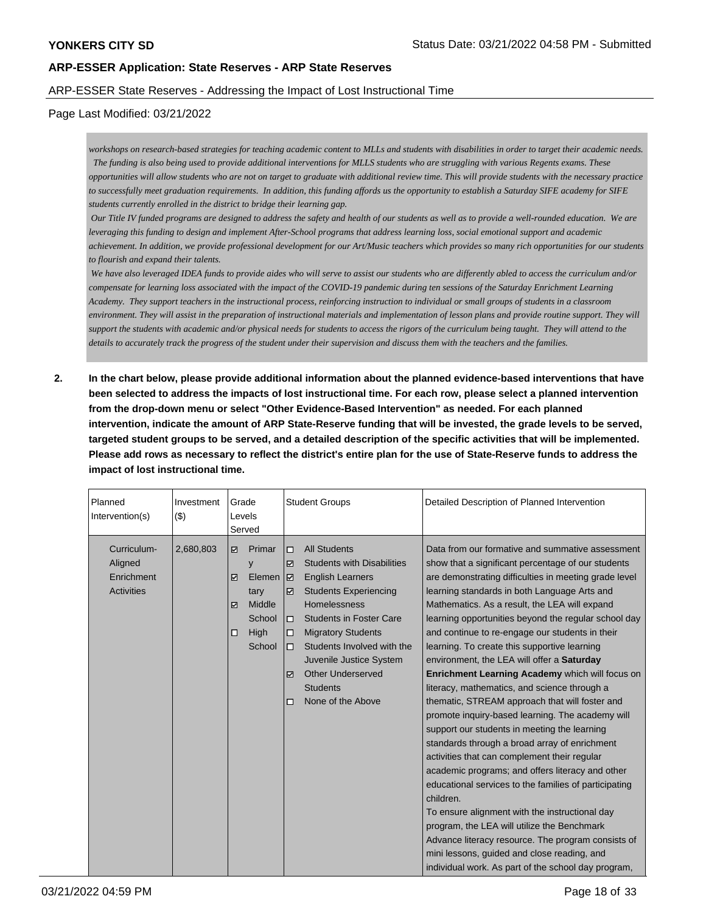**YONKERS CITY SD** Status Date: 03/21/2022 04:58 PM - Submitted

## ARP-ESSER Application: State Reserves - ARP State Reserves

ARP-ESSER State Reserves - Addressing the Impact of Lost Instructional Time

Page Last Modified: 03/21/2022

*workshops on research-based strategies for teaching academic content to MLLs and students with disabilities in order to target their academic needs. The funding is also being used to provide additional interventions for MLLS students who are struggling with various Regents exams. These opportunities will allow students who are not on target to graduate with additional review time. This will provide students with the necessary practice to successfully meet graduation requirements. In addition, this funding affords us the opportunity to establish a Saturday SIFE academy for SIFE students currently enrolled in the district to bridge their learning gap.*

*Our Title IV funded programs are designed to address the safety and health of our students as well as to provide a well-rounded education. We are leveraging this funding to design and implement After-School programs that address learning loss, social emotional support and academic achievement. In addition, we provide professional development for our Art/Music teachers which provides so many rich opportunities for our students to flourish and expand their talents.*

*We have also leveraged IDEA funds to provide aides who will serve to assist our students who are differently abled to access the curriculum and/or compensate for learning loss associated with the impact of the COVID-19 pandemic during ten sessions of the Saturday Enrichment Learning Academy. They support teachers in the instructional process, reinforcing instruction to individual or small groups of students in a classroom environment. They will assist in the preparation of instructional materials and implementation of lesson plans and provide routine support. They will support the students with academic and/or physical needs for students to access the rigors of the curriculum being taught. They will attend to the details to accurately track the progress of the student under their supervision and discuss them with the teachers and the families.*

**2. In the chart below, please provide additional information about the planned evidence-based interventions that have been selected to address the impacts of lost instructional time. For each row, please select a planned intervention from the drop-down menu or select "Other Evidence-Based Intervention" as needed. For each planned intervention, indicate the amount of ARP State-Reserve funding that will be invested, the grade levels to be served, targeted student groups to be served, and a detailed description of the specific activities that will be implemented. Please add rows as necessary to reflect the district's entire plan for the use of State-Reserve funds to address the impact of lost instructional time.**

| Planned Intervention(s) | Investment ($) | Grade Levels Served | Student Groups | Detailed Description of Planned Intervention |
|---|---|---|---|---|
| Curriculum-Aligned Enrichment Activities | 2,680,803 | ☑ Primary<br>☑ Elementary<br>☑ Middle School<br>☐ High School | ☐ All Students<br>☑ Students with Disabilities<br>☑ English Learners<br>☑ Students Experiencing Homelessness<br>☐ Students in Foster Care<br>☐ Migratory Students<br>☐ Students Involved with the Juvenile Justice System<br>☑ Other Underserved Students<br>☐ None of the Above | Data from our formative and summative assessment show that a significant percentage of our students are demonstrating difficulties in meeting grade level learning standards in both Language Arts and Mathematics. As a result, the LEA will expand learning opportunities beyond the regular school day and continue to re-engage our students in their learning. To create this supportive learning environment, the LEA will offer a **Saturday Enrichment Learning Academy** which will focus on literacy, mathematics, and science through a thematic, STREAM approach that will foster and promote inquiry-based learning. The academy will support our students in meeting the learning standards through a broad array of enrichment activities that can complement their regular academic programs; and offers literacy and other educational services to the families of participating children.<br>To ensure alignment with the instructional day program, the LEA will utilize the Benchmark Advance literacy resource. The program consists of mini lessons, guided and close reading, and individual work. As part of the school day program, |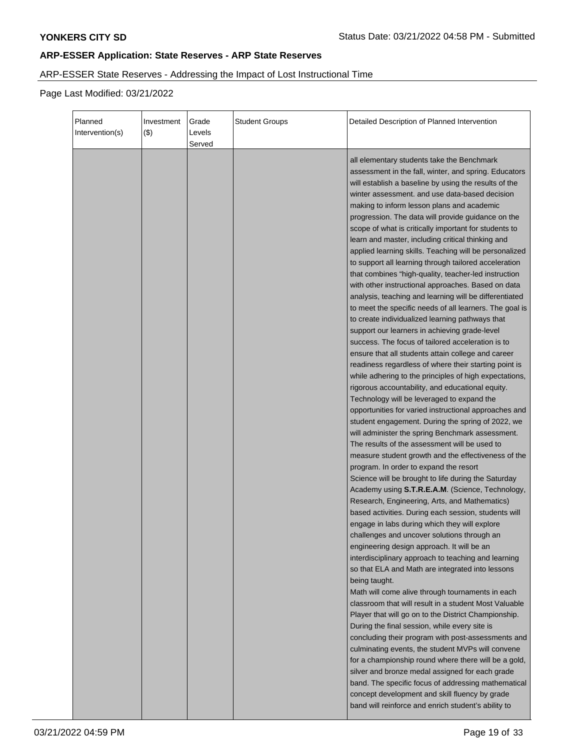## ARP-ESSER Application: State Reserves - ARP State Reserves

ARP-ESSER State Reserves - Addressing the Impact of Lost Instructional Time

Page Last Modified: 03/21/2022

| Planned Intervention(s) | Investment ($) | Grade Levels Served | Student Groups | Detailed Description of Planned Intervention |
|---|---|---|---|---|
| | | | | all elementary students take the Benchmark assessment in the fall, winter, and spring. Educators will establish a baseline by using the results of the winter assessment. and use data-based decision making to inform lesson plans and academic progression. The data will provide guidance on the scope of what is critically important for students to learn and master, including critical thinking and applied learning skills. Teaching will be personalized to support all learning through tailored acceleration that combines "high-quality, teacher-led instruction with other instructional approaches. Based on data analysis, teaching and learning will be differentiated to meet the specific needs of all learners. The goal is to create individualized learning pathways that support our learners in achieving grade-level success. The focus of tailored acceleration is to ensure that all students attain college and career readiness regardless of where their starting point is while adhering to the principles of high expectations, rigorous accountability, and educational equity. Technology will be leveraged to expand the opportunities for varied instructional approaches and student engagement. During the spring of 2022, we will administer the spring Benchmark assessment. The results of the assessment will be used to measure student growth and the effectiveness of the program. In order to expand the resort<br>Science will be brought to life during the Saturday Academy using **S.T.R.E.A.M**. (Science, Technology, Research, Engineering, Arts, and Mathematics) based activities. During each session, students will engage in labs during which they will explore challenges and uncover solutions through an engineering design approach. It will be an interdisciplinary approach to teaching and learning so that ELA and Math are integrated into lessons being taught.<br>Math will come alive through tournaments in each classroom that will result in a student Most Valuable Player that will go on to the District Championship. During the final session, while every site is concluding their program with post-assessments and culminating events, the student MVPs will convene for a championship round where there will be a gold, silver and bronze medal assigned for each grade band. The specific focus of addressing mathematical concept development and skill fluency by grade band will reinforce and enrich student's ability to |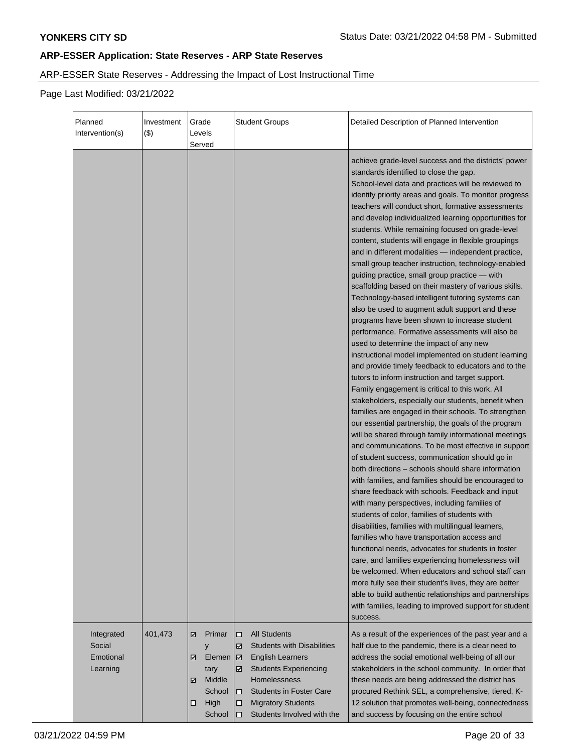**ARP-ESSER Application: State Reserves - ARP State Reserves**

ARP-ESSER State Reserves - Addressing the Impact of Lost Instructional Time

Page Last Modified: 03/21/2022

| Planned Intervention(s) | Investment ($) | Grade Levels Served | Student Groups | Detailed Description of Planned Intervention |
|---|---|---|---|---|
| | | | | achieve grade-level success and the districts' power standards identified to close the gap.<br>School-level data and practices will be reviewed to identify priority areas and goals. To monitor progress teachers will conduct short, formative assessments and develop individualized learning opportunities for students. While remaining focused on grade-level content, students will engage in flexible groupings and in different modalities — independent practice, small group teacher instruction, technology-enabled guiding practice, small group practice — with scaffolding based on their mastery of various skills. Technology-based intelligent tutoring systems can also be used to augment adult support and these programs have been shown to increase student performance. Formative assessments will also be used to determine the impact of any new instructional model implemented on student learning and provide timely feedback to educators and to the tutors to inform instruction and target support.<br>Family engagement is critical to this work. All stakeholders, especially our students, benefit when families are engaged in their schools. To strengthen our essential partnership, the goals of the program will be shared through family informational meetings and communications. To be most effective in support of student success, communication should go in both directions – schools should share information with families, and families should be encouraged to share feedback with schools. Feedback and input with many perspectives, including families of students of color, families of students with disabilities, families with multilingual learners, families who have transportation access and functional needs, advocates for students in foster care, and families experiencing homelessness will be welcomed. When educators and school staff can more fully see their student's lives, they are better able to build authentic relationships and partnerships with families, leading to improved support for student success. |
| Integrated Social Emotional Learning | 401,473 | ☑ Primary<br>☑ Elementary<br>☑ Middle School<br>☐ High School | ☐ All Students<br>☑ Students with Disabilities<br>☑ English Learners<br>☑ Students Experiencing Homelessness<br>☐ Students in Foster Care<br>☐ Migratory Students<br>☐ Students Involved with the | As a result of the experiences of the past year and a half due to the pandemic, there is a clear need to address the social emotional well-being of all our stakeholders in the school community. In order that these needs are being addressed the district has procured Rethink SEL, a comprehensive, tiered, K-12 solution that promotes well-being, connectedness and success by focusing on the entire school |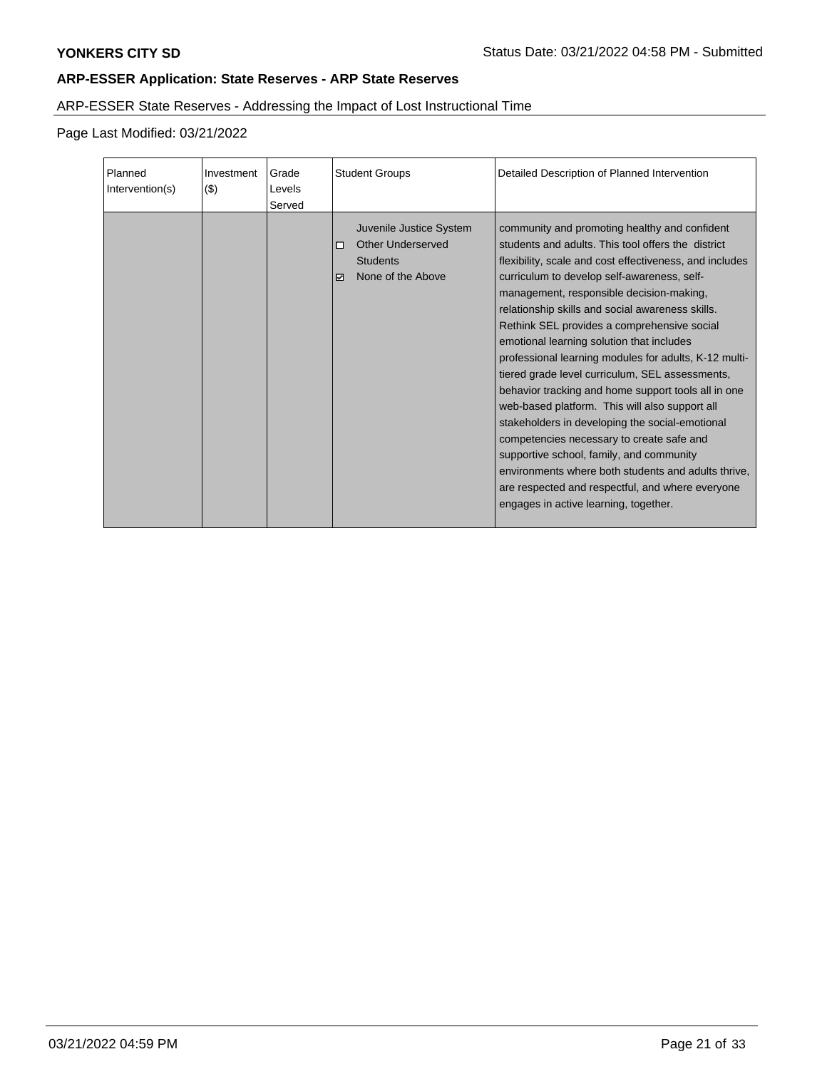**YONKERS CITY SD**

Status Date: 03/21/2022 04:58 PM - Submitted

## ARP-ESSER Application: State Reserves - ARP State Reserves

ARP-ESSER State Reserves - Addressing the Impact of Lost Instructional Time

Page Last Modified: 03/21/2022

| Planned Intervention(s) | Investment ($) | Grade Levels Served | Student Groups | Detailed Description of Planned Intervention |
|---|---|---|---|---|
| | | | Juvenile Justice System<br>☐ Other Underserved Students<br>☑ None of the Above | community and promoting healthy and confident students and adults. This tool offers the district flexibility, scale and cost effectiveness, and includes curriculum to develop self-awareness, self-management, responsible decision-making, relationship skills and social awareness skills. Rethink SEL provides a comprehensive social emotional learning solution that includes professional learning modules for adults, K-12 multi-tiered grade level curriculum, SEL assessments, behavior tracking and home support tools all in one web-based platform. This will also support all stakeholders in developing the social-emotional competencies necessary to create safe and supportive school, family, and community environments where both students and adults thrive, are respected and respectful, and where everyone engages in active learning, together. |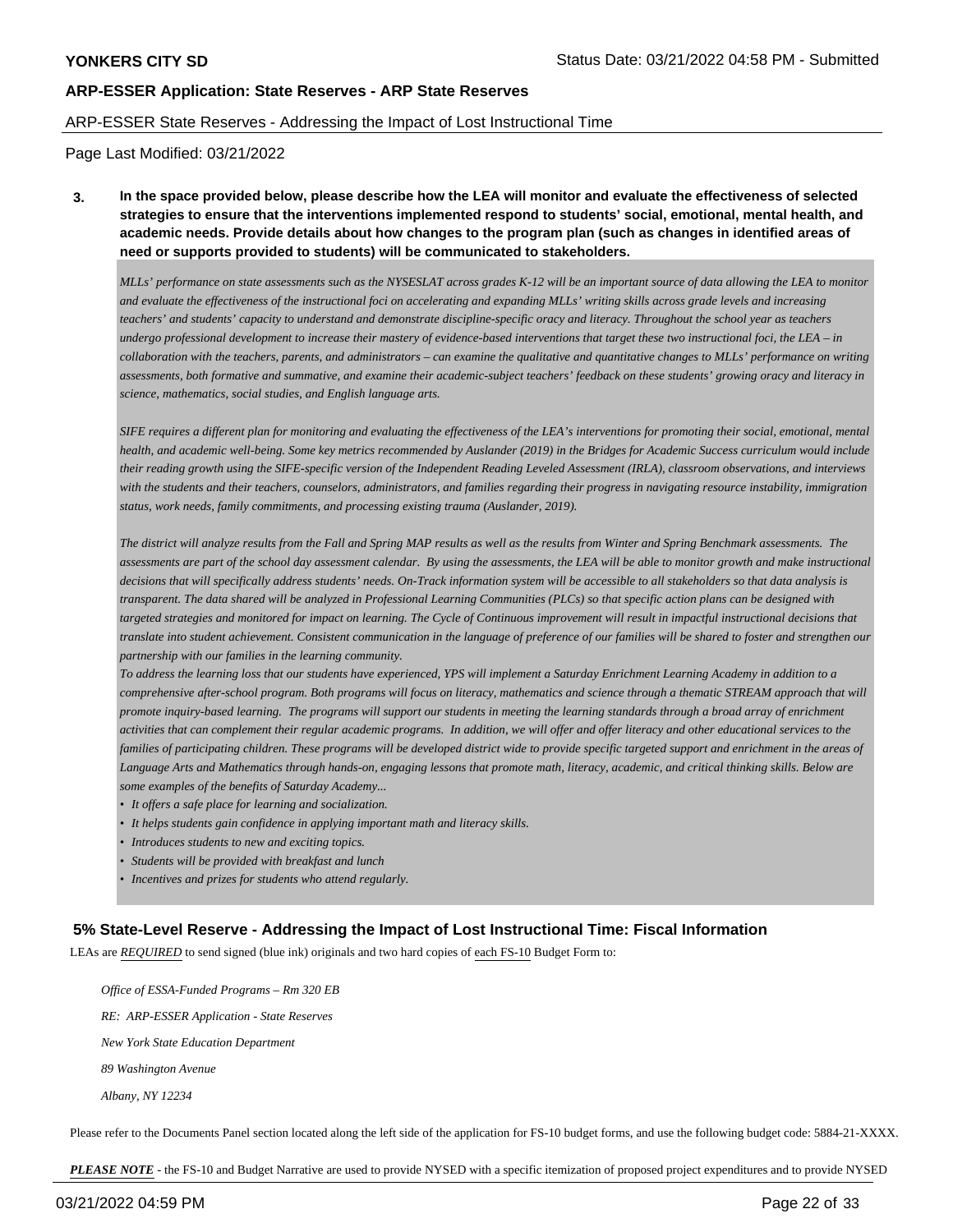**ARP-ESSER Application: State Reserves - ARP State Reserves**

ARP-ESSER State Reserves - Addressing the Impact of Lost Instructional Time

Page Last Modified: 03/21/2022

**3. In the space provided below, please describe how the LEA will monitor and evaluate the effectiveness of selected strategies to ensure that the interventions implemented respond to students' social, emotional, mental health, and academic needs. Provide details about how changes to the program plan (such as changes in identified areas of need or supports provided to students) will be communicated to stakeholders.**

*MLLs' performance on state assessments such as the NYSESLAT across grades K-12 will be an important source of data allowing the LEA to monitor and evaluate the effectiveness of the instructional foci on accelerating and expanding MLLs' writing skills across grade levels and increasing teachers' and students' capacity to understand and demonstrate discipline-specific oracy and literacy. Throughout the school year as teachers undergo professional development to increase their mastery of evidence-based interventions that target these two instructional foci, the LEA – in collaboration with the teachers, parents, and administrators – can examine the qualitative and quantitative changes to MLLs' performance on writing assessments, both formative and summative, and examine their academic-subject teachers' feedback on these students' growing oracy and literacy in science, mathematics, social studies, and English language arts.*

*SIFE requires a different plan for monitoring and evaluating the effectiveness of the LEA's interventions for promoting their social, emotional, mental health, and academic well-being. Some key metrics recommended by Auslander (2019) in the Bridges for Academic Success curriculum would include their reading growth using the SIFE-specific version of the Independent Reading Leveled Assessment (IRLA), classroom observations, and interviews with the students and their teachers, counselors, administrators, and families regarding their progress in navigating resource instability, immigration status, work needs, family commitments, and processing existing trauma (Auslander, 2019).*

*The district will analyze results from the Fall and Spring MAP results as well as the results from Winter and Spring Benchmark assessments. The assessments are part of the school day assessment calendar. By using the assessments, the LEA will be able to monitor growth and make instructional decisions that will specifically address students' needs. On-Track information system will be accessible to all stakeholders so that data analysis is transparent. The data shared will be analyzed in Professional Learning Communities (PLCs) so that specific action plans can be designed with targeted strategies and monitored for impact on learning. The Cycle of Continuous improvement will result in impactful instructional decisions that translate into student achievement. Consistent communication in the language of preference of our families will be shared to foster and strengthen our partnership with our families in the learning community.*
*To address the learning loss that our students have experienced, YPS will implement a Saturday Enrichment Learning Academy in addition to a comprehensive after-school program. Both programs will focus on literacy, mathematics and science through a thematic STREAM approach that will promote inquiry-based learning. The programs will support our students in meeting the learning standards through a broad array of enrichment activities that can complement their regular academic programs. In addition, we will offer and offer literacy and other educational services to the families of participating children. These programs will be developed district wide to provide specific targeted support and enrichment in the areas of Language Arts and Mathematics through hands-on, engaging lessons that promote math, literacy, academic, and critical thinking skills. Below are some examples of the benefits of Saturday Academy...*

- *It offers a safe place for learning and socialization.*
- *It helps students gain confidence in applying important math and literacy skills.*
- *Introduces students to new and exciting topics.*
- *Students will be provided with breakfast and lunch*
- *Incentives and prizes for students who attend regularly.*

## 5% State-Level Reserve - Addressing the Impact of Lost Instructional Time: Fiscal Information

LEAs are ***REQUIRED*** to send signed (blue ink) originals and two hard copies of each FS-10 Budget Form to:

*Office of ESSA-Funded Programs – Rm 320 EB*

*RE: ARP-ESSER Application - State Reserves*

*New York State Education Department*

*89 Washington Avenue*

*Albany, NY 12234*

Please refer to the Documents Panel section located along the left side of the application for FS-10 budget forms, and use the following budget code: 5884-21-XXXX.

***PLEASE NOTE*** - the FS-10 and Budget Narrative are used to provide NYSED with a specific itemization of proposed project expenditures and to provide NYSED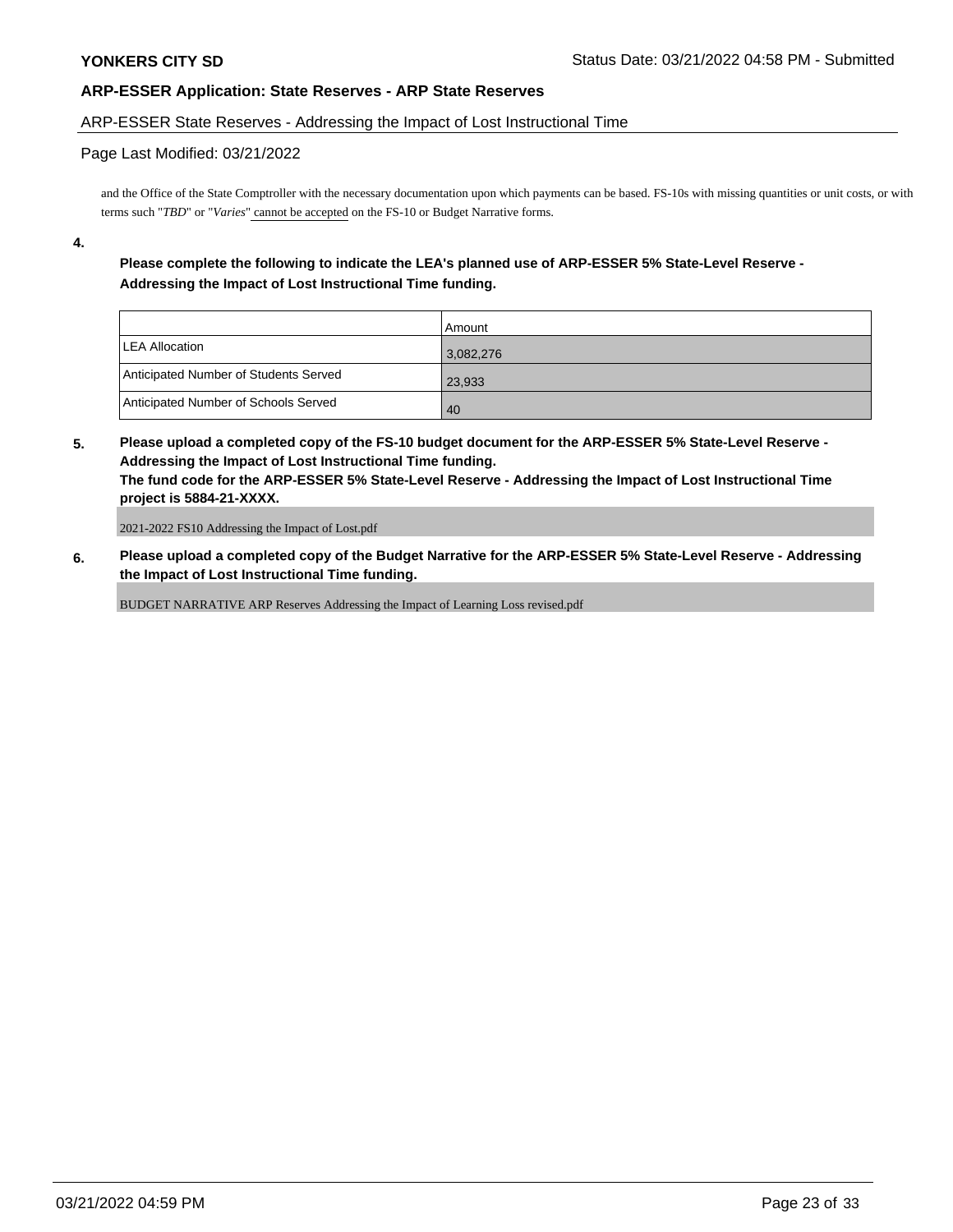## ARP-ESSER Application: State Reserves - ARP State Reserves

ARP-ESSER State Reserves - Addressing the Impact of Lost Instructional Time

Page Last Modified: 03/21/2022

and the Office of the State Comptroller with the necessary documentation upon which payments can be based. FS-10s with missing quantities or unit costs, or with terms such "*TBD*" or "*Varies*" cannot be accepted on the FS-10 or Budget Narrative forms.

**4.**

**Please complete the following to indicate the LEA's planned use of ARP-ESSER 5% State-Level Reserve - Addressing the Impact of Lost Instructional Time funding.**

| | Amount |
|---|---|
| LEA Allocation | 3,082,276 |
| Anticipated Number of Students Served | 23,933 |
| Anticipated Number of Schools Served | 40 |

**5. Please upload a completed copy of the FS-10 budget document for the ARP-ESSER 5% State-Level Reserve - Addressing the Impact of Lost Instructional Time funding.**
**The fund code for the ARP-ESSER 5% State-Level Reserve - Addressing the Impact of Lost Instructional Time project is 5884-21-XXXX.**

2021-2022 FS10 Addressing the Impact of Lost.pdf

**6. Please upload a completed copy of the Budget Narrative for the ARP-ESSER 5% State-Level Reserve - Addressing the Impact of Lost Instructional Time funding.**

BUDGET NARRATIVE ARP Reserves Addressing the Impact of Learning Loss revised.pdf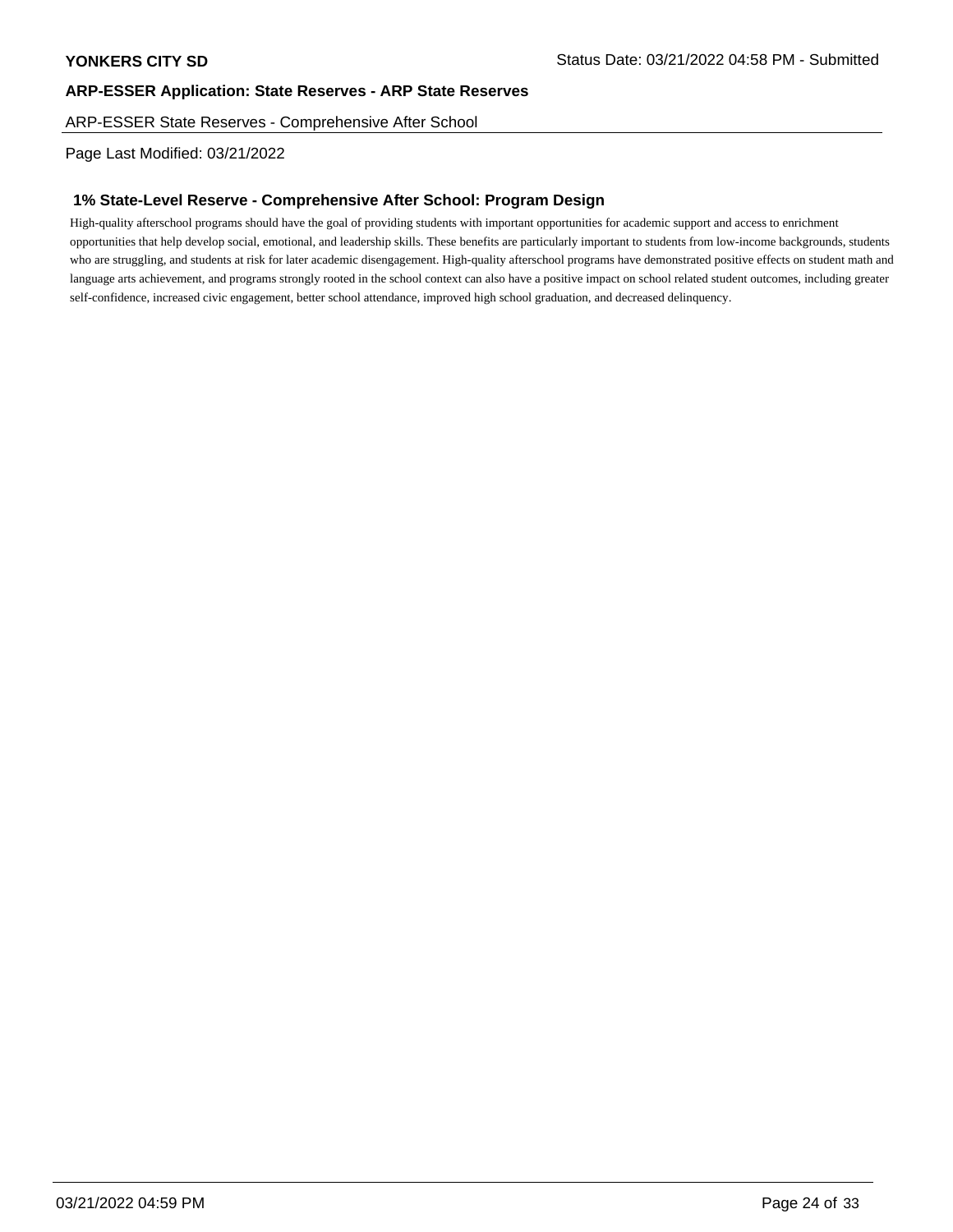## ARP-ESSER State Reserves - Comprehensive After School

Page Last Modified: 03/21/2022

### 1% State-Level Reserve - Comprehensive After School: Program Design

High-quality afterschool programs should have the goal of providing students with important opportunities for academic support and access to enrichment opportunities that help develop social, emotional, and leadership skills. These benefits are particularly important to students from low-income backgrounds, students who are struggling, and students at risk for later academic disengagement. High-quality afterschool programs have demonstrated positive effects on student math and language arts achievement, and programs strongly rooted in the school context can also have a positive impact on school related student outcomes, including greater self-confidence, increased civic engagement, better school attendance, improved high school graduation, and decreased delinquency.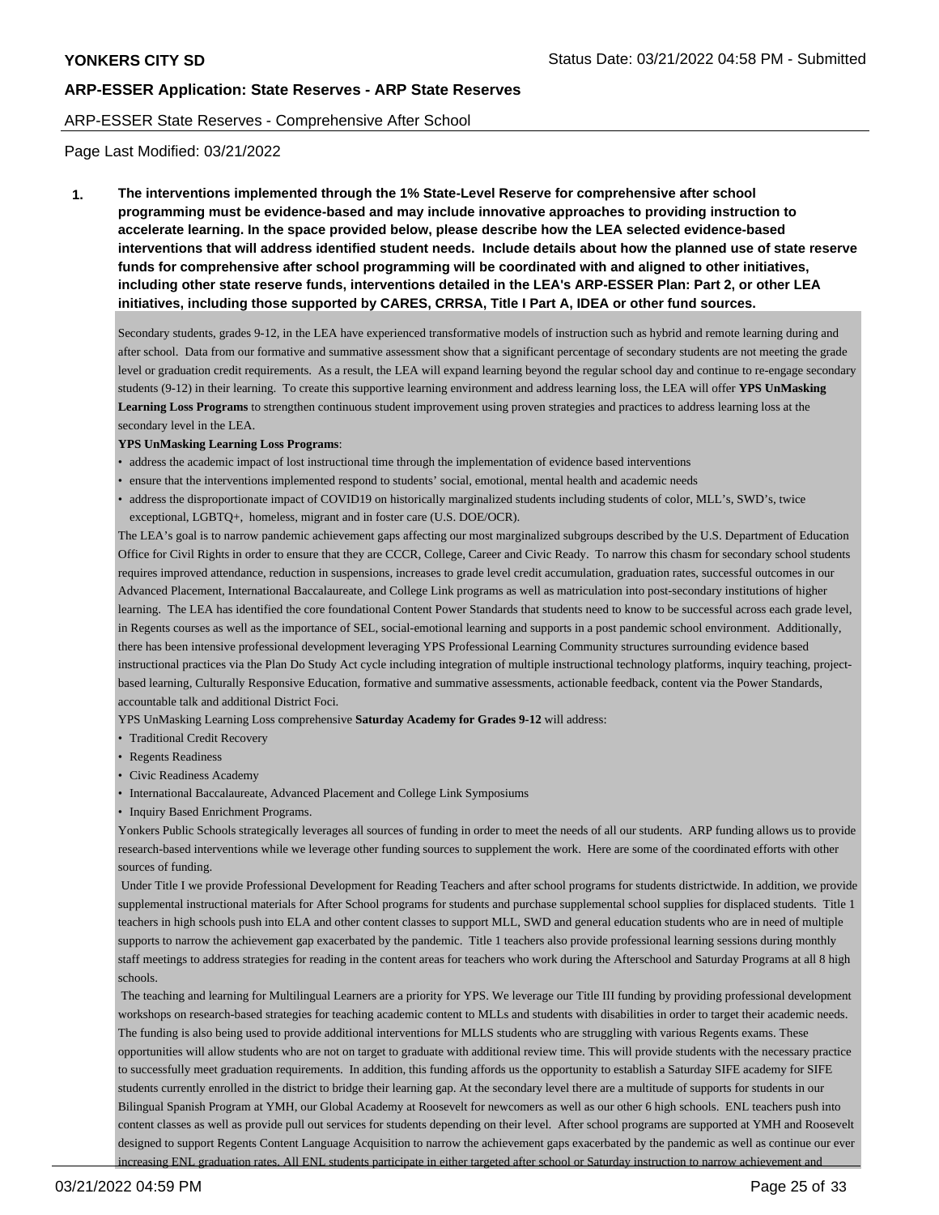**YONKERS CITY SD**

**ARP-ESSER Application: State Reserves - ARP State Reserves**

ARP-ESSER State Reserves - Comprehensive After School

Page Last Modified: 03/21/2022

1. **The interventions implemented through the 1% State-Level Reserve for comprehensive after school programming must be evidence-based and may include innovative approaches to providing instruction to accelerate learning. In the space provided below, please describe how the LEA selected evidence-based interventions that will address identified student needs. Include details about how the planned use of state reserve funds for comprehensive after school programming will be coordinated with and aligned to other initiatives, including other state reserve funds, interventions detailed in the LEA's ARP-ESSER Plan: Part 2, or other LEA initiatives, including those supported by CARES, CRRSA, Title I Part A, IDEA or other fund sources.**

Secondary students, grades 9-12, in the LEA have experienced transformative models of instruction such as hybrid and remote learning during and after school. Data from our formative and summative assessment show that a significant percentage of secondary students are not meeting the grade level or graduation credit requirements. As a result, the LEA will expand learning beyond the regular school day and continue to re-engage secondary students (9-12) in their learning. To create this supportive learning environment and address learning loss, the LEA will offer **YPS UnMasking Learning Loss Programs** to strengthen continuous student improvement using proven strategies and practices to address learning loss at the secondary level in the LEA.

**YPS UnMasking Learning Loss Programs**:

- address the academic impact of lost instructional time through the implementation of evidence based interventions
- ensure that the interventions implemented respond to students' social, emotional, mental health and academic needs
- address the disproportionate impact of COVID19 on historically marginalized students including students of color, MLL's, SWD's, twice exceptional, LGBTQ+, homeless, migrant and in foster care (U.S. DOE/OCR).

The LEA's goal is to narrow pandemic achievement gaps affecting our most marginalized subgroups described by the U.S. Department of Education Office for Civil Rights in order to ensure that they are CCCR, College, Career and Civic Ready. To narrow this chasm for secondary school students requires improved attendance, reduction in suspensions, increases to grade level credit accumulation, graduation rates, successful outcomes in our Advanced Placement, International Baccalaureate, and College Link programs as well as matriculation into post-secondary institutions of higher learning. The LEA has identified the core foundational Content Power Standards that students need to know to be successful across each grade level, in Regents courses as well as the importance of SEL, social-emotional learning and supports in a post pandemic school environment. Additionally, there has been intensive professional development leveraging YPS Professional Learning Community structures surrounding evidence based instructional practices via the Plan Do Study Act cycle including integration of multiple instructional technology platforms, inquiry teaching, project-based learning, Culturally Responsive Education, formative and summative assessments, actionable feedback, content via the Power Standards, accountable talk and additional District Foci.

YPS UnMasking Learning Loss comprehensive **Saturday Academy for Grades 9-12** will address:

- Traditional Credit Recovery
- Regents Readiness
- Civic Readiness Academy
- International Baccalaureate, Advanced Placement and College Link Symposiums
- Inquiry Based Enrichment Programs.

Yonkers Public Schools strategically leverages all sources of funding in order to meet the needs of all our students. ARP funding allows us to provide research-based interventions while we leverage other funding sources to supplement the work. Here are some of the coordinated efforts with other sources of funding.

Under Title I we provide Professional Development for Reading Teachers and after school programs for students districtwide. In addition, we provide supplemental instructional materials for After School programs for students and purchase supplemental school supplies for displaced students. Title 1 teachers in high schools push into ELA and other content classes to support MLL, SWD and general education students who are in need of multiple supports to narrow the achievement gap exacerbated by the pandemic. Title 1 teachers also provide professional learning sessions during monthly staff meetings to address strategies for reading in the content areas for teachers who work during the Afterschool and Saturday Programs at all 8 high schools.

The teaching and learning for Multilingual Learners are a priority for YPS. We leverage our Title III funding by providing professional development workshops on research-based strategies for teaching academic content to MLLs and students with disabilities in order to target their academic needs. The funding is also being used to provide additional interventions for MLLS students who are struggling with various Regents exams. These opportunities will allow students who are not on target to graduate with additional review time. This will provide students with the necessary practice to successfully meet graduation requirements. In addition, this funding affords us the opportunity to establish a Saturday SIFE academy for SIFE students currently enrolled in the district to bridge their learning gap. At the secondary level there are a multitude of supports for students in our Bilingual Spanish Program at YMH, our Global Academy at Roosevelt for newcomers as well as our other 6 high schools. ENL teachers push into content classes as well as provide pull out services for students depending on their level. After school programs are supported at YMH and Roosevelt designed to support Regents Content Language Acquisition to narrow the achievement gaps exacerbated by the pandemic as well as continue our ever increasing ENL graduation rates. All ENL students participate in either targeted after school or Saturday instruction to narrow achievement and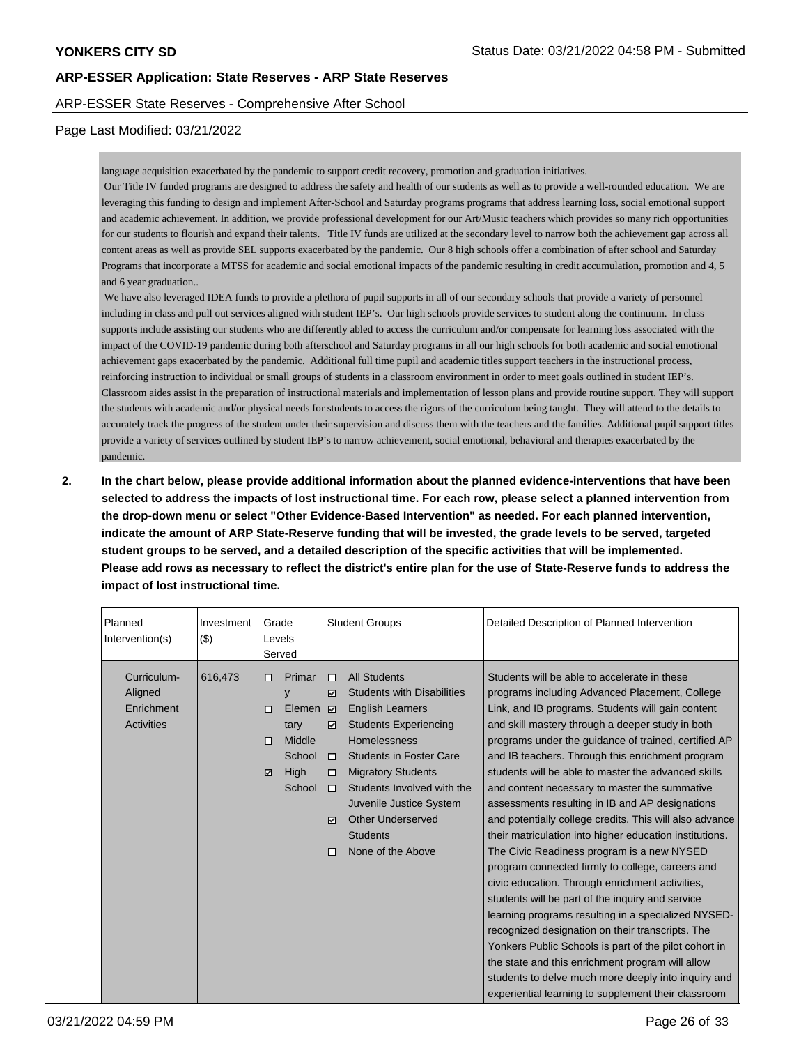language acquisition exacerbated by the pandemic to support credit recovery, promotion and graduation initiatives.

Our Title IV funded programs are designed to address the safety and health of our students as well as to provide a well-rounded education. We are leveraging this funding to design and implement After-School and Saturday programs programs that address learning loss, social emotional support and academic achievement. In addition, we provide professional development for our Art/Music teachers which provides so many rich opportunities for our students to flourish and expand their talents. Title IV funds are utilized at the secondary level to narrow both the achievement gap across all content areas as well as provide SEL supports exacerbated by the pandemic. Our 8 high schools offer a combination of after school and Saturday Programs that incorporate a MTSS for academic and social emotional impacts of the pandemic resulting in credit accumulation, promotion and 4, 5 and 6 year graduation..

We have also leveraged IDEA funds to provide a plethora of pupil supports in all of our secondary schools that provide a variety of personnel including in class and pull out services aligned with student IEP's. Our high schools provide services to student along the continuum. In class supports include assisting our students who are differently abled to access the curriculum and/or compensate for learning loss associated with the impact of the COVID-19 pandemic during both afterschool and Saturday programs in all our high schools for both academic and social emotional achievement gaps exacerbated by the pandemic. Additional full time pupil and academic titles support teachers in the instructional process, reinforcing instruction to individual or small groups of students in a classroom environment in order to meet goals outlined in student IEP's. Classroom aides assist in the preparation of instructional materials and implementation of lesson plans and provide routine support. They will support the students with academic and/or physical needs for students to access the rigors of the curriculum being taught. They will attend to the details to accurately track the progress of the student under their supervision and discuss them with the teachers and the families. Additional pupil support titles provide a variety of services outlined by student IEP's to narrow achievement, social emotional, behavioral and therapies exacerbated by the pandemic.

**2. In the chart below, please provide additional information about the planned evidence-interventions that have been selected to address the impacts of lost instructional time. For each row, please select a planned intervention from the drop-down menu or select "Other Evidence-Based Intervention" as needed. For each planned intervention, indicate the amount of ARP State-Reserve funding that will be invested, the grade levels to be served, targeted student groups to be served, and a detailed description of the specific activities that will be implemented. Please add rows as necessary to reflect the district's entire plan for the use of State-Reserve funds to address the impact of lost instructional time.**

| Planned Intervention(s) | Investment ($) | Grade Levels Served | Student Groups | Detailed Description of Planned Intervention |
|---|---|---|---|---|
| Curriculum-Aligned Enrichment Activities | 616,473 | ☐ Primary<br>☐ Elementary<br>☐ Middle School<br>☑ High School | ☐ All Students<br>☑ Students with Disabilities<br>☑ English Learners<br>☑ Students Experiencing Homelessness<br>☐ Students in Foster Care<br>☐ Migratory Students<br>☐ Students Involved with the Juvenile Justice System<br>☑ Other Underserved Students<br>☐ None of the Above | Students will be able to accelerate in these programs including Advanced Placement, College Link, and IB programs. Students will gain content and skill mastery through a deeper study in both programs under the guidance of trained, certified AP and IB teachers. Through this enrichment program students will be able to master the advanced skills and content necessary to master the summative assessments resulting in IB and AP designations and potentially college credits. This will also advance their matriculation into higher education institutions. The Civic Readiness program is a new NYSED program connected firmly to college, careers and civic education. Through enrichment activities, students will be part of the inquiry and service learning programs resulting in a specialized NYSED-recognized designation on their transcripts. The Yonkers Public Schools is part of the pilot cohort in the state and this enrichment program will allow students to delve much more deeply into inquiry and experiential learning to supplement their classroom |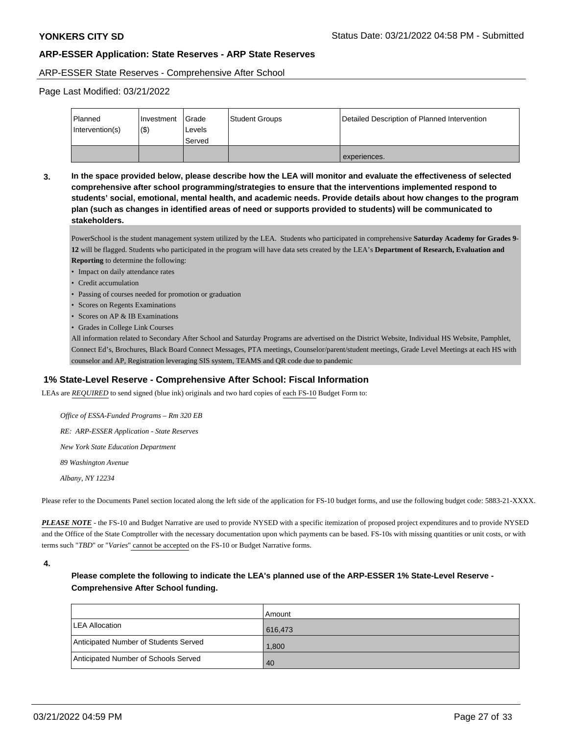## ARP-ESSER Application: State Reserves - ARP State Reserves

ARP-ESSER State Reserves - Comprehensive After School

Page Last Modified: 03/21/2022

| Planned Intervention(s) | Investment ($) | Grade Levels Served | Student Groups | Detailed Description of Planned Intervention |
|---|---|---|---|---|
| | | | | experiences. |

**3. In the space provided below, please describe how the LEA will monitor and evaluate the effectiveness of selected comprehensive after school programming/strategies to ensure that the interventions implemented respond to students' social, emotional, mental health, and academic needs. Provide details about how changes to the program plan (such as changes in identified areas of need or supports provided to students) will be communicated to stakeholders.**

PowerSchool is the student management system utilized by the LEA. Students who participated in comprehensive **Saturday Academy for Grades 9-12** will be flagged. Students who participated in the program will have data sets created by the LEA's **Department of Research, Evaluation and Reporting** to determine the following:

- Impact on daily attendance rates
- Credit accumulation
- Passing of courses needed for promotion or graduation
- Scores on Regents Examinations
- Scores on AP & IB Examinations
- Grades in College Link Courses

All information related to Secondary After School and Saturday Programs are advertised on the District Website, Individual HS Website, Pamphlet, Connect Ed's, Brochures, Black Board Connect Messages, PTA meetings, Counselor/parent/student meetings, Grade Level Meetings at each HS with counselor and AP, Registration leveraging SIS system, TEAMS and QR code due to pandemic

### 1% State-Level Reserve - Comprehensive After School: Fiscal Information

LEAs are *REQUIRED* to send signed (blue ink) originals and two hard copies of each FS-10 Budget Form to:

*Office of ESSA-Funded Programs – Rm 320 EB*

*RE: ARP-ESSER Application - State Reserves*

*New York State Education Department*

*89 Washington Avenue*

*Albany, NY 12234*

Please refer to the Documents Panel section located along the left side of the application for FS-10 budget forms, and use the following budget code: 5883-21-XXXX.

***PLEASE NOTE*** - the FS-10 and Budget Narrative are used to provide NYSED with a specific itemization of proposed project expenditures and to provide NYSED and the Office of the State Comptroller with the necessary documentation upon which payments can be based. FS-10s with missing quantities or unit costs, or with terms such "*TBD*" or "*Varies*" cannot be accepted on the FS-10 or Budget Narrative forms.

**4.**

**Please complete the following to indicate the LEA's planned use of the ARP-ESSER 1% State-Level Reserve - Comprehensive After School funding.**

| | Amount |
|---|---|
| LEA Allocation | 616,473 |
| Anticipated Number of Students Served | 1,800 |
| Anticipated Number of Schools Served | 40 |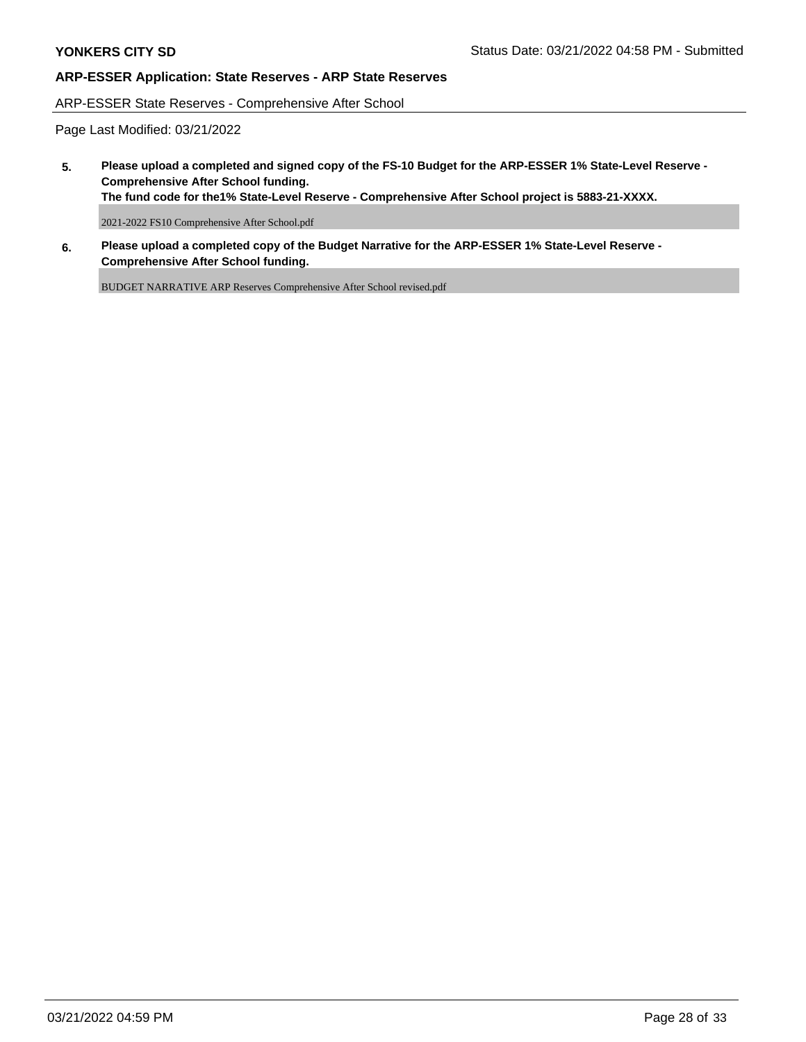**YONKERS CITY SD**

Status Date: 03/21/2022 04:58 PM - Submitted

## ARP-ESSER Application: State Reserves - ARP State Reserves

ARP-ESSER State Reserves - Comprehensive After School

Page Last Modified: 03/21/2022

**5. Please upload a completed and signed copy of the FS-10 Budget for the ARP-ESSER 1% State-Level Reserve - Comprehensive After School funding.**
**The fund code for the1% State-Level Reserve - Comprehensive After School project is 5883-21-XXXX.**

2021-2022 FS10 Comprehensive After School.pdf

**6. Please upload a completed copy of the Budget Narrative for the ARP-ESSER 1% State-Level Reserve - Comprehensive After School funding.**

BUDGET NARRATIVE ARP Reserves Comprehensive After School revised.pdf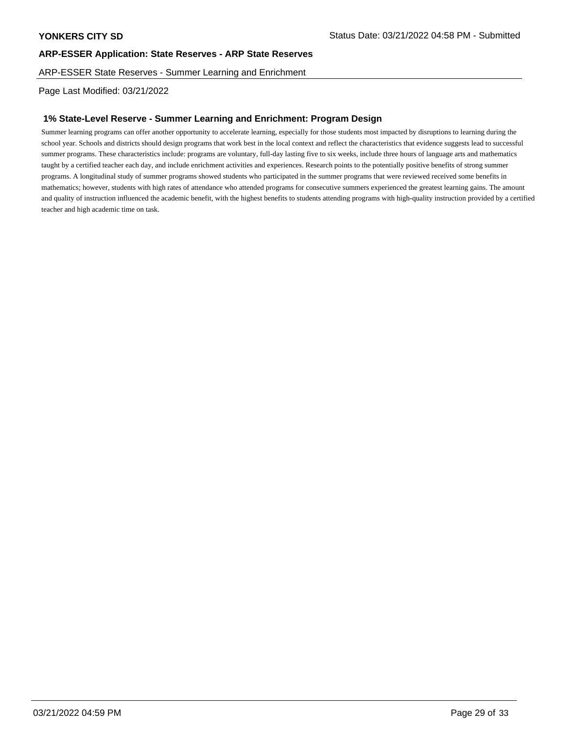**YONKERS CITY SD** Status Date: 03/21/2022 04:58 PM - Submitted

## ARP-ESSER Application: State Reserves - ARP State Reserves

ARP-ESSER State Reserves - Summer Learning and Enrichment

Page Last Modified: 03/21/2022

### 1% State-Level Reserve - Summer Learning and Enrichment: Program Design

Summer learning programs can offer another opportunity to accelerate learning, especially for those students most impacted by disruptions to learning during the school year. Schools and districts should design programs that work best in the local context and reflect the characteristics that evidence suggests lead to successful summer programs. These characteristics include: programs are voluntary, full-day lasting five to six weeks, include three hours of language arts and mathematics taught by a certified teacher each day, and include enrichment activities and experiences. Research points to the potentially positive benefits of strong summer programs. A longitudinal study of summer programs showed students who participated in the summer programs that were reviewed received some benefits in mathematics; however, students with high rates of attendance who attended programs for consecutive summers experienced the greatest learning gains. The amount and quality of instruction influenced the academic benefit, with the highest benefits to students attending programs with high-quality instruction provided by a certified teacher and high academic time on task.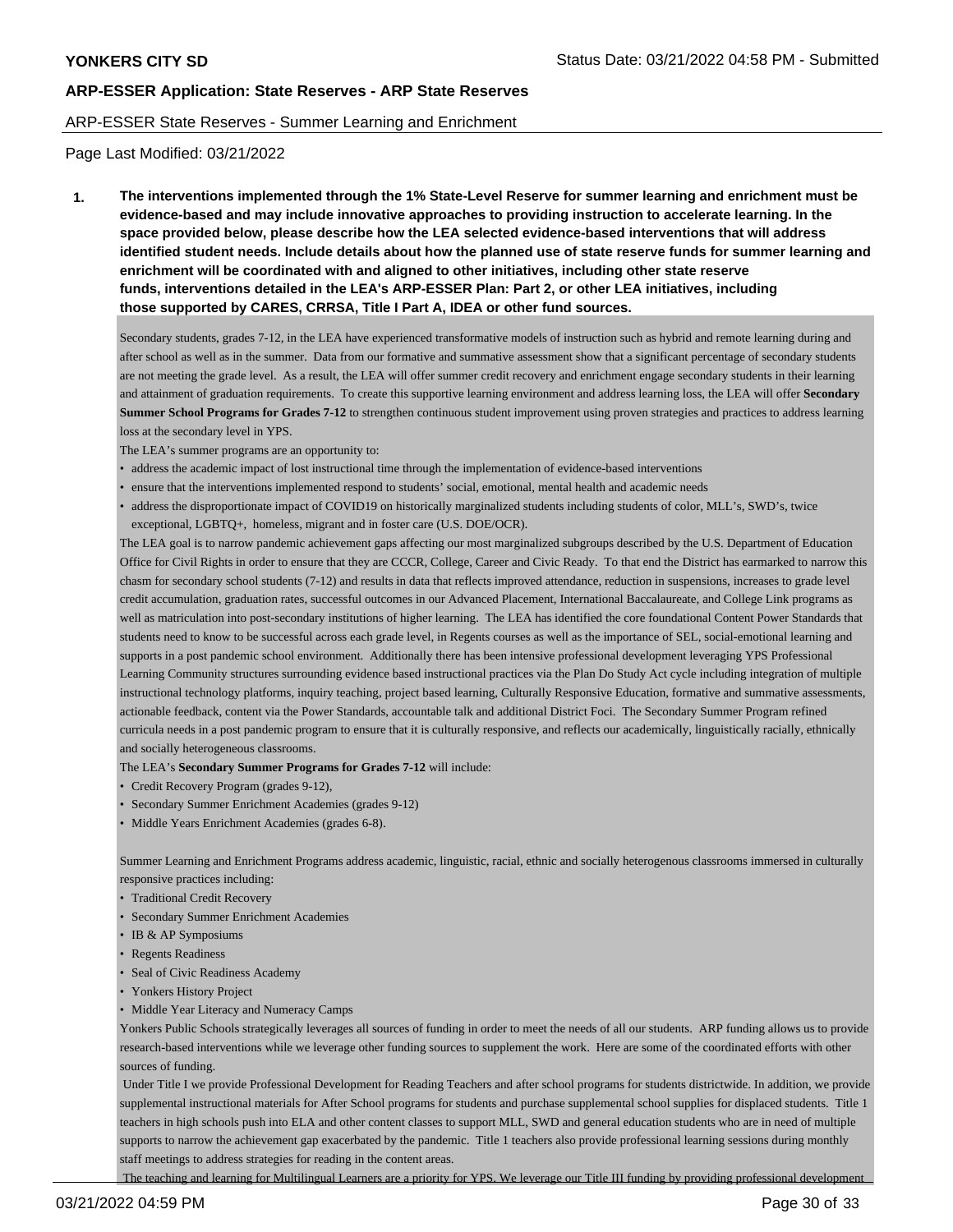**YONKERS CITY SD**

**ARP-ESSER Application: State Reserves - ARP State Reserves**

ARP-ESSER State Reserves - Summer Learning and Enrichment

Page Last Modified: 03/21/2022

**1. The interventions implemented through the 1% State-Level Reserve for summer learning and enrichment must be evidence-based and may include innovative approaches to providing instruction to accelerate learning. In the space provided below, please describe how the LEA selected evidence-based interventions that will address identified student needs. Include details about how the planned use of state reserve funds for summer learning and enrichment will be coordinated with and aligned to other initiatives, including other state reserve funds, interventions detailed in the LEA's ARP-ESSER Plan: Part 2, or other LEA initiatives, including those supported by CARES, CRRSA, Title I Part A, IDEA or other fund sources.**

Secondary students, grades 7-12, in the LEA have experienced transformative models of instruction such as hybrid and remote learning during and after school as well as in the summer. Data from our formative and summative assessment show that a significant percentage of secondary students are not meeting the grade level. As a result, the LEA will offer summer credit recovery and enrichment engage secondary students in their learning and attainment of graduation requirements. To create this supportive learning environment and address learning loss, the LEA will offer **Secondary Summer School Programs for Grades 7-12** to strengthen continuous student improvement using proven strategies and practices to address learning loss at the secondary level in YPS.

The LEA's summer programs are an opportunity to:

- address the academic impact of lost instructional time through the implementation of evidence-based interventions
- ensure that the interventions implemented respond to students' social, emotional, mental health and academic needs
- address the disproportionate impact of COVID19 on historically marginalized students including students of color, MLL's, SWD's, twice exceptional, LGBTQ+, homeless, migrant and in foster care (U.S. DOE/OCR).

The LEA goal is to narrow pandemic achievement gaps affecting our most marginalized subgroups described by the U.S. Department of Education Office for Civil Rights in order to ensure that they are CCCR, College, Career and Civic Ready. To that end the District has earmarked to narrow this chasm for secondary school students (7-12) and results in data that reflects improved attendance, reduction in suspensions, increases to grade level credit accumulation, graduation rates, successful outcomes in our Advanced Placement, International Baccalaureate, and College Link programs as well as matriculation into post-secondary institutions of higher learning. The LEA has identified the core foundational Content Power Standards that students need to know to be successful across each grade level, in Regents courses as well as the importance of SEL, social-emotional learning and supports in a post pandemic school environment. Additionally there has been intensive professional development leveraging YPS Professional Learning Community structures surrounding evidence based instructional practices via the Plan Do Study Act cycle including integration of multiple instructional technology platforms, inquiry teaching, project based learning, Culturally Responsive Education, formative and summative assessments, actionable feedback, content via the Power Standards, accountable talk and additional District Foci. The Secondary Summer Program refined curricula needs in a post pandemic program to ensure that it is culturally responsive, and reflects our academically, linguistically racially, ethnically and socially heterogeneous classrooms.

The LEA's **Secondary Summer Programs for Grades 7-12** will include:

- Credit Recovery Program (grades 9-12),
- Secondary Summer Enrichment Academies (grades 9-12)
- Middle Years Enrichment Academies (grades 6-8).

Summer Learning and Enrichment Programs address academic, linguistic, racial, ethnic and socially heterogenous classrooms immersed in culturally responsive practices including:

- Traditional Credit Recovery
- Secondary Summer Enrichment Academies
- IB & AP Symposiums
- Regents Readiness
- Seal of Civic Readiness Academy
- Yonkers History Project
- Middle Year Literacy and Numeracy Camps

Yonkers Public Schools strategically leverages all sources of funding in order to meet the needs of all our students. ARP funding allows us to provide research-based interventions while we leverage other funding sources to supplement the work. Here are some of the coordinated efforts with other sources of funding.

Under Title I we provide Professional Development for Reading Teachers and after school programs for students districtwide. In addition, we provide supplemental instructional materials for After School programs for students and purchase supplemental school supplies for displaced students. Title 1 teachers in high schools push into ELA and other content classes to support MLL, SWD and general education students who are in need of multiple supports to narrow the achievement gap exacerbated by the pandemic. Title 1 teachers also provide professional learning sessions during monthly staff meetings to address strategies for reading in the content areas.

The teaching and learning for Multilingual Learners are a priority for YPS. We leverage our Title III funding by providing professional development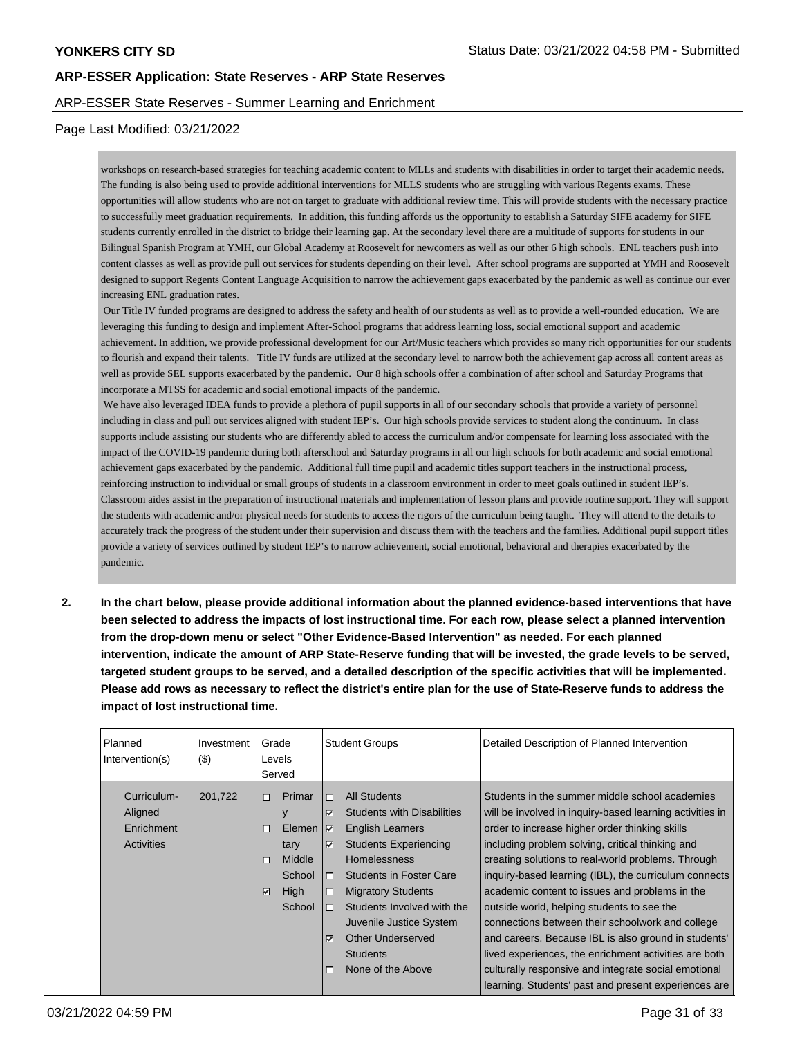workshops on research-based strategies for teaching academic content to MLLs and students with disabilities in order to target their academic needs. The funding is also being used to provide additional interventions for MLLS students who are struggling with various Regents exams. These opportunities will allow students who are not on target to graduate with additional review time. This will provide students with the necessary practice to successfully meet graduation requirements. In addition, this funding affords us the opportunity to establish a Saturday SIFE academy for SIFE students currently enrolled in the district to bridge their learning gap. At the secondary level there are a multitude of supports for students in our Bilingual Spanish Program at YMH, our Global Academy at Roosevelt for newcomers as well as our other 6 high schools. ENL teachers push into content classes as well as provide pull out services for students depending on their level. After school programs are supported at YMH and Roosevelt designed to support Regents Content Language Acquisition to narrow the achievement gaps exacerbated by the pandemic as well as continue our ever increasing ENL graduation rates.

Our Title IV funded programs are designed to address the safety and health of our students as well as to provide a well-rounded education. We are leveraging this funding to design and implement After-School programs that address learning loss, social emotional support and academic achievement. In addition, we provide professional development for our Art/Music teachers which provides so many rich opportunities for our students to flourish and expand their talents. Title IV funds are utilized at the secondary level to narrow both the achievement gap across all content areas as well as provide SEL supports exacerbated by the pandemic. Our 8 high schools offer a combination of after school and Saturday Programs that incorporate a MTSS for academic and social emotional impacts of the pandemic.

We have also leveraged IDEA funds to provide a plethora of pupil supports in all of our secondary schools that provide a variety of personnel including in class and pull out services aligned with student IEP's. Our high schools provide services to student along the continuum. In class supports include assisting our students who are differently abled to access the curriculum and/or compensate for learning loss associated with the impact of the COVID-19 pandemic during both afterschool and Saturday programs in all our high schools for both academic and social emotional achievement gaps exacerbated by the pandemic. Additional full time pupil and academic titles support teachers in the instructional process, reinforcing instruction to individual or small groups of students in a classroom environment in order to meet goals outlined in student IEP's. Classroom aides assist in the preparation of instructional materials and implementation of lesson plans and provide routine support. They will support the students with academic and/or physical needs for students to access the rigors of the curriculum being taught. They will attend to the details to accurately track the progress of the student under their supervision and discuss them with the teachers and the families. Additional pupil support titles provide a variety of services outlined by student IEP's to narrow achievement, social emotional, behavioral and therapies exacerbated by the pandemic.

**2. In the chart below, please provide additional information about the planned evidence-based interventions that have been selected to address the impacts of lost instructional time. For each row, please select a planned intervention from the drop-down menu or select "Other Evidence-Based Intervention" as needed. For each planned intervention, indicate the amount of ARP State-Reserve funding that will be invested, the grade levels to be served, targeted student groups to be served, and a detailed description of the specific activities that will be implemented. Please add rows as necessary to reflect the district's entire plan for the use of State-Reserve funds to address the impact of lost instructional time.**

| Planned Intervention(s) | Investment ($) | Grade Levels Served | Student Groups | Detailed Description of Planned Intervention |
|---|---|---|---|---|
| Curriculum-Aligned Enrichment Activities | 201,722 | ☐ Primary<br>☐ Elementary<br>☐ Middle School<br>☑ High School | ☐ All Students<br>☑ Students with Disabilities<br>☑ English Learners<br>☑ Students Experiencing Homelessness<br>☐ Students in Foster Care<br>☐ Migratory Students<br>☐ Students Involved with the Juvenile Justice System<br>☑ Other Underserved Students<br>☐ None of the Above | Students in the summer middle school academies will be involved in inquiry-based learning activities in order to increase higher order thinking skills including problem solving, critical thinking and creating solutions to real-world problems. Through inquiry-based learning (IBL), the curriculum connects academic content to issues and problems in the outside world, helping students to see the connections between their schoolwork and college and careers. Because IBL is also ground in students' lived experiences, the enrichment activities are both culturally responsive and integrate social emotional learning. Students' past and present experiences are |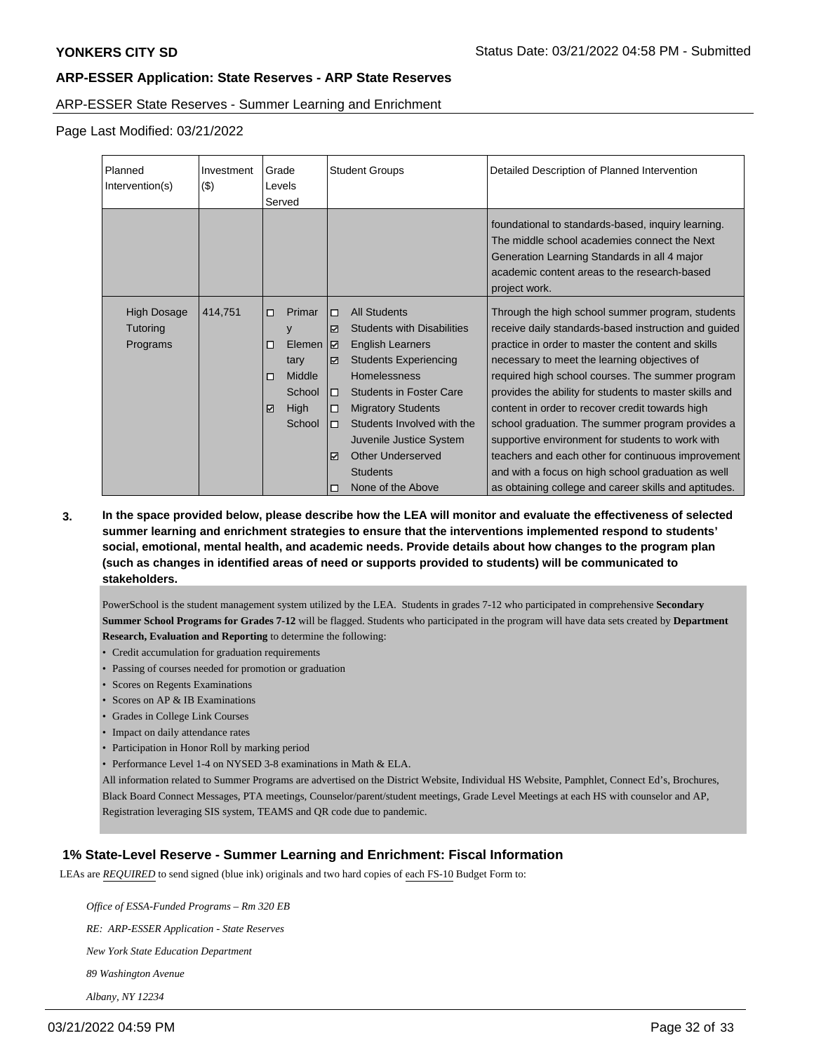**YONKERS CITY SD** Status Date: 03/21/2022 04:58 PM - Submitted

**ARP-ESSER Application: State Reserves - ARP State Reserves**

ARP-ESSER State Reserves - Summer Learning and Enrichment

Page Last Modified: 03/21/2022

| Planned Intervention(s) | Investment ($) | Grade Levels Served | Student Groups | Detailed Description of Planned Intervention |
|---|---|---|---|---|
| | | | | foundational to standards-based, inquiry learning. The middle school academies connect the Next Generation Learning Standards in all 4 major academic content areas to the research-based project work. |
| High Dosage Tutoring Programs | 414,751 | ☐ Primary<br>☐ Elementary<br>☐ Middle School<br>☑ High School | ☐ All Students<br>☑ Students with Disabilities<br>☑ English Learners<br>☑ Students Experiencing Homelessness<br>☐ Students in Foster Care<br>☐ Migratory Students<br>☐ Students Involved with the Juvenile Justice System<br>☑ Other Underserved Students<br>☐ None of the Above | Through the high school summer program, students receive daily standards-based instruction and guided practice in order to master the content and skills necessary to meet the learning objectives of required high school courses. The summer program provides the ability for students to master skills and content in order to recover credit towards high school graduation. The summer program provides a supportive environment for students to work with teachers and each other for continuous improvement and with a focus on high school graduation as well as obtaining college and career skills and aptitudes. |

**3. In the space provided below, please describe how the LEA will monitor and evaluate the effectiveness of selected summer learning and enrichment strategies to ensure that the interventions implemented respond to students' social, emotional, mental health, and academic needs. Provide details about how changes to the program plan (such as changes in identified areas of need or supports provided to students) will be communicated to stakeholders.**

PowerSchool is the student management system utilized by the LEA. Students in grades 7-12 who participated in comprehensive **Secondary Summer School Programs for Grades 7-12** will be flagged. Students who participated in the program will have data sets created by **Department Research, Evaluation and Reporting** to determine the following:

- Credit accumulation for graduation requirements
- Passing of courses needed for promotion or graduation
- Scores on Regents Examinations
- Scores on AP & IB Examinations
- Grades in College Link Courses
- Impact on daily attendance rates
- Participation in Honor Roll by marking period
- Performance Level 1-4 on NYSED 3-8 examinations in Math & ELA.

All information related to Summer Programs are advertised on the District Website, Individual HS Website, Pamphlet, Connect Ed's, Brochures, Black Board Connect Messages, PTA meetings, Counselor/parent/student meetings, Grade Level Meetings at each HS with counselor and AP, Registration leveraging SIS system, TEAMS and QR code due to pandemic.

## 1% State-Level Reserve - Summer Learning and Enrichment: Fiscal Information

LEAs are *REQUIRED* to send signed (blue ink) originals and two hard copies of each FS-10 Budget Form to:

*Office of ESSA-Funded Programs – Rm 320 EB*

*RE: ARP-ESSER Application - State Reserves*

*New York State Education Department*

*89 Washington Avenue*

*Albany, NY 12234*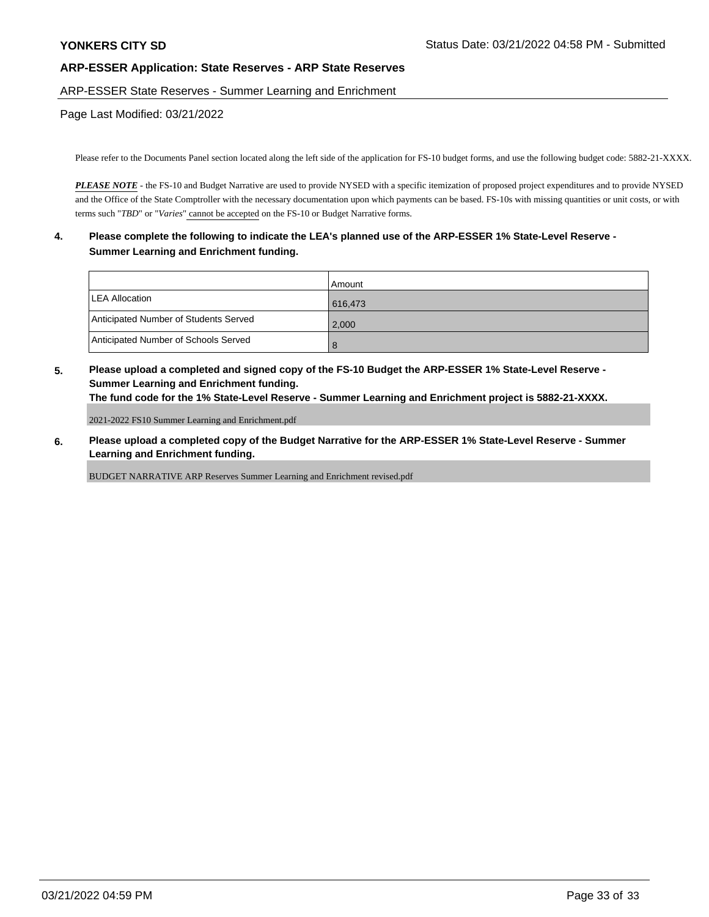**YONKERS CITY SD** Status Date: 03/21/2022 04:58 PM - Submitted

**ARP-ESSER Application: State Reserves - ARP State Reserves**

ARP-ESSER State Reserves - Summer Learning and Enrichment

Page Last Modified: 03/21/2022

Please refer to the Documents Panel section located along the left side of the application for FS-10 budget forms, and use the following budget code: 5882-21-XXXX.

***PLEASE NOTE*** - the FS-10 and Budget Narrative are used to provide NYSED with a specific itemization of proposed project expenditures and to provide NYSED and the Office of the State Comptroller with the necessary documentation upon which payments can be based. FS-10s with missing quantities or unit costs, or with terms such "*TBD*" or "*Varies*" cannot be accepted on the FS-10 or Budget Narrative forms.

**4. Please complete the following to indicate the LEA's planned use of the ARP-ESSER 1% State-Level Reserve - Summer Learning and Enrichment funding.**

| | Amount |
|---|---|
| LEA Allocation | 616,473 |
| Anticipated Number of Students Served | 2,000 |
| Anticipated Number of Schools Served | 8 |

**5. Please upload a completed and signed copy of the FS-10 Budget the ARP-ESSER 1% State-Level Reserve - Summer Learning and Enrichment funding.**
**The fund code for the 1% State-Level Reserve - Summer Learning and Enrichment project is 5882-21-XXXX.**

2021-2022 FS10 Summer Learning and Enrichment.pdf

**6. Please upload a completed copy of the Budget Narrative for the ARP-ESSER 1% State-Level Reserve - Summer Learning and Enrichment funding.**

BUDGET NARRATIVE ARP Reserves Summer Learning and Enrichment revised.pdf